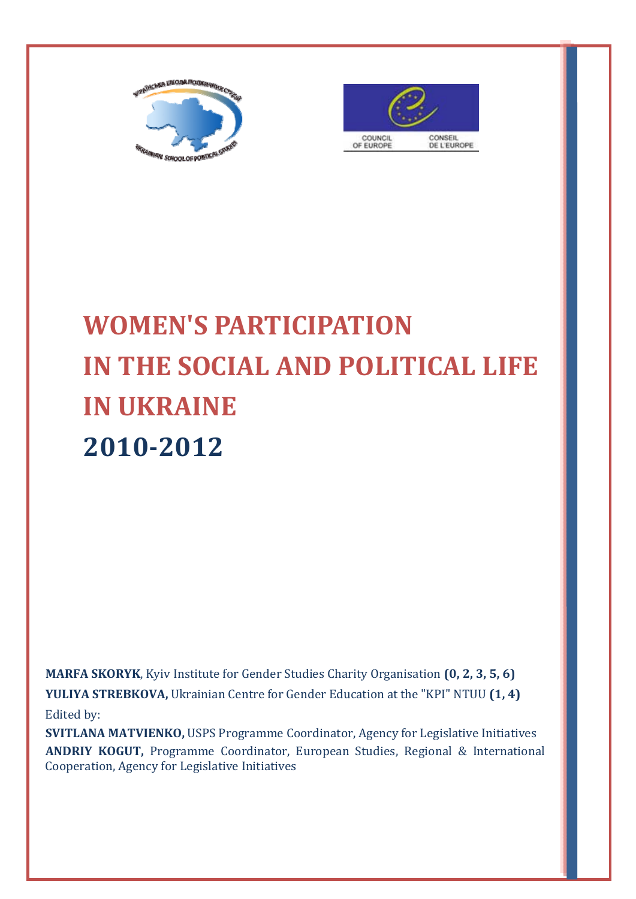# WOMEN'S PARTICIPATION IN THE SOCIAL AND POLITICAL LIFE IN UKRAINE

# 2010-2012

**MARFA SKORYK**, Kyiv Institute for Gender Studies Charity Organisation **(0, 2, 3, 5, 6)**

**YULIYA STREBKOVA,** Ukrainian Centre for Gender Education at the "KPI" NTUU **(1, 4)**

Edited by:

**SVITLANA MATVIENKO,** USPS Programme Coordinator, Agency for Legislative Initiatives

**ANDRIY KOGUT,** Programme Coordinator, European Studies, Regional & International Cooperation, Agency for Legislative Initiatives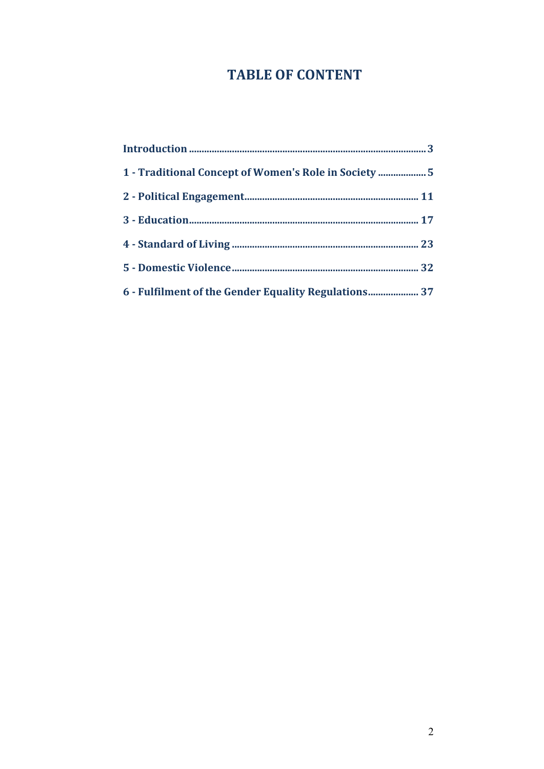# TABLE OF CONTENT

**Introduction** ........................................................................................ **3**

**1 - Traditional Concept of Women's Role in Society** .................. **5**

**2 - Political Engagement**.................................................................. **11**

**3 - Education**.......................................................................................... **17**

**4 - Standard of Living** ........................................................................ **23**

**5 - Domestic Violence**........................................................................ **32**

**6 - Fulfilment of the Gender Equality Regulations**.................... **37**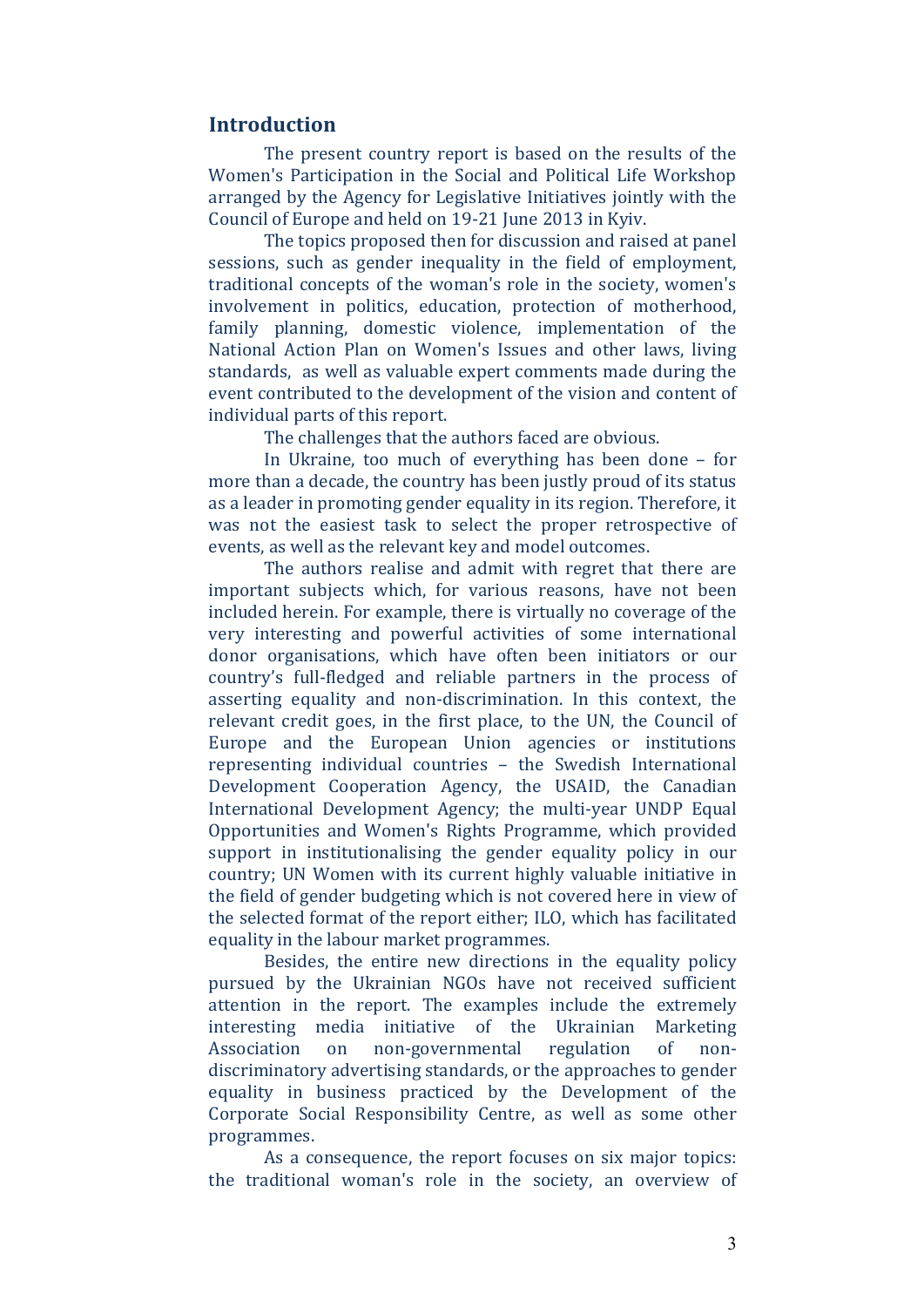## Introduction

The present country report is based on the results of the Women's Participation in the Social and Political Life Workshop arranged by the Agency for Legislative Initiatives jointly with the Council of Europe and held on 19-21 June 2013 in Kyiv.

The topics proposed then for discussion and raised at panel sessions, such as gender inequality in the field of employment, traditional concepts of the woman's role in the society, women's involvement in politics, education, protection of motherhood, family planning, domestic violence, implementation of the National Action Plan on Women's Issues and other laws, living standards, as well as valuable expert comments made during the event contributed to the development of the vision and content of individual parts of this report.

The challenges that the authors faced are obvious.

In Ukraine, too much of everything has been done – for more than a decade, the country has been justly proud of its status as a leader in promoting gender equality in its region. Therefore, it was not the easiest task to select the proper retrospective of events, as well as the relevant key and model outcomes.

The authors realise and admit with regret that there are important subjects which, for various reasons, have not been included herein. For example, there is virtually no coverage of the very interesting and powerful activities of some international donor organisations, which have often been initiators or our country's full-fledged and reliable partners in the process of asserting equality and non-discrimination. In this context, the relevant credit goes, in the first place, to the UN, the Council of Europe and the European Union agencies or institutions representing individual countries – the Swedish International Development Cooperation Agency, the USAID, the Canadian International Development Agency; the multi-year UNDP Equal Opportunities and Women's Rights Programme, which provided support in institutionalising the gender equality policy in our country; UN Women with its current highly valuable initiative in the field of gender budgeting which is not covered here in view of the selected format of the report either; ILO, which has facilitated equality in the labour market programmes.

Besides, the entire new directions in the equality policy pursued by the Ukrainian NGOs have not received sufficient attention in the report. The examples include the extremely interesting media initiative of the Ukrainian Marketing Association on non-governmental regulation of non-discriminatory advertising standards, or the approaches to gender equality in business practiced by the Development of the Corporate Social Responsibility Centre, as well as some other programmes.

As a consequence, the report focuses on six major topics: the traditional woman's role in the society, an overview of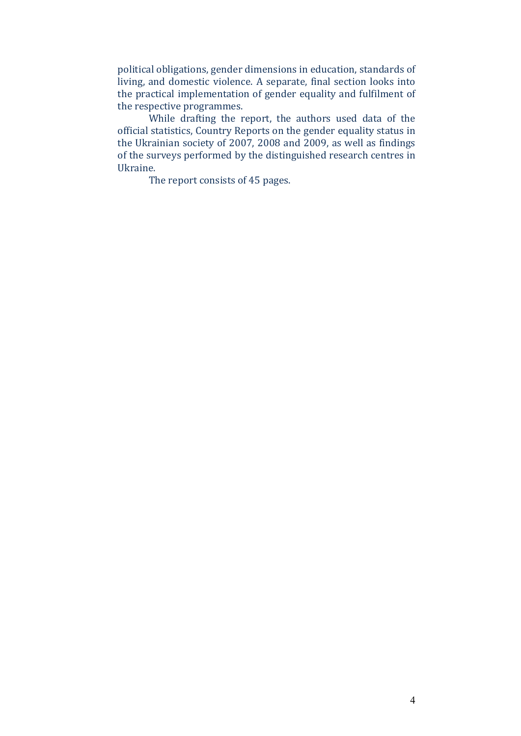political obligations, gender dimensions in education, standards of living, and domestic violence. A separate, final section looks into the practical implementation of gender equality and fulfilment of the respective programmes.

While drafting the report, the authors used data of the official statistics, Country Reports on the gender equality status in the Ukrainian society of 2007, 2008 and 2009, as well as findings of the surveys performed by the distinguished research centres in Ukraine.

The report consists of 45 pages.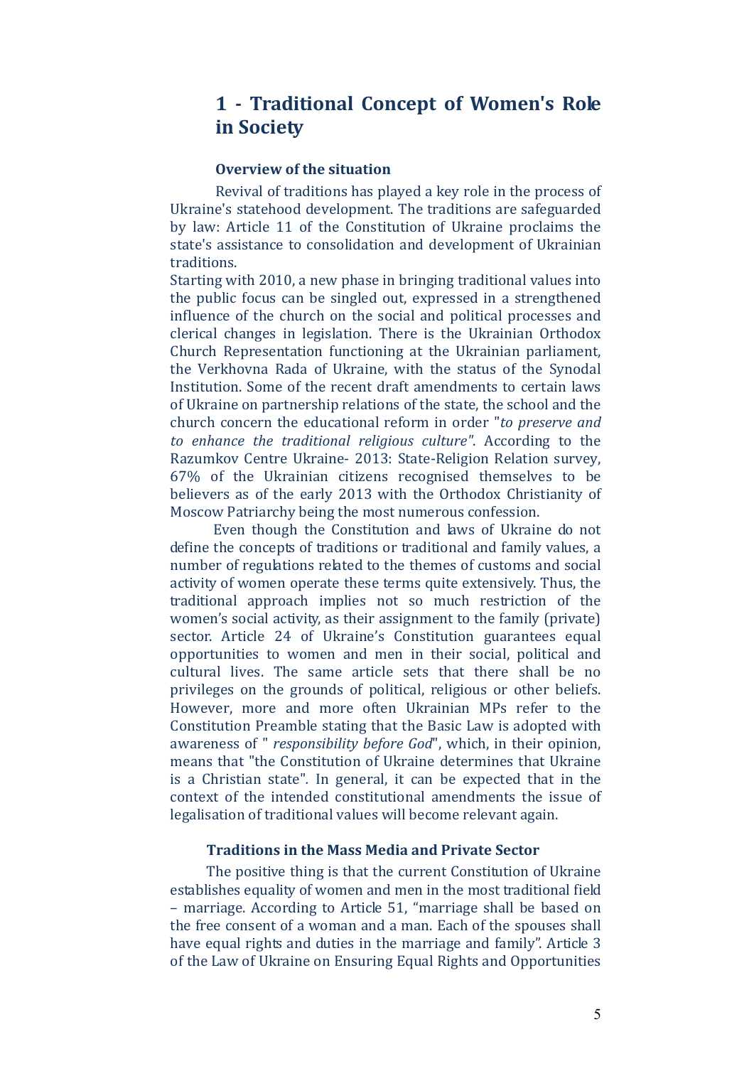# 1 - Traditional Concept of Women's Role in Society

### Overview of the situation

Revival of traditions has played a key role in the process of Ukraine's statehood development. The traditions are safeguarded by law: Article 11 of the Constitution of Ukraine proclaims the state's assistance to consolidation and development of Ukrainian traditions.

Starting with 2010, a new phase in bringing traditional values into the public focus can be singled out, expressed in a strengthened influence of the church on the social and political processes and clerical changes in legislation. There is the Ukrainian Orthodox Church Representation functioning at the Ukrainian parliament, the Verkhovna Rada of Ukraine, with the status of the Synodal Institution. Some of the recent draft amendments to certain laws of Ukraine on partnership relations of the state, the school and the church concern the educational reform in order "*to preserve and to enhance the traditional religious culture"*. According to the Razumkov Centre Ukraine- 2013: State-Religion Relation survey, 67% of the Ukrainian citizens recognised themselves to be believers as of the early 2013 with the Orthodox Christianity of Moscow Patriarchy being the most numerous confession.

Even though the Constitution and laws of Ukraine do not define the concepts of traditions or traditional and family values, a number of regulations related to the themes of customs and social activity of women operate these terms quite extensively. Thus, the traditional approach implies not so much restriction of the women's social activity, as their assignment to the family (private) sector. Article 24 of Ukraine's Constitution guarantees equal opportunities to women and men in their social, political and cultural lives. The same article sets that there shall be no privileges on the grounds of political, religious or other beliefs. However, more and more often Ukrainian MPs refer to the Constitution Preamble stating that the Basic Law is adopted with awareness of " *responsibility before God*", which, in their opinion, means that "the Constitution of Ukraine determines that Ukraine is a Christian state". In general, it can be expected that in the context of the intended constitutional amendments the issue of legalisation of traditional values will become relevant again.

### Traditions in the Mass Media and Private Sector

The positive thing is that the current Constitution of Ukraine establishes equality of women and men in the most traditional field – marriage. According to Article 51, "marriage shall be based on the free consent of a woman and a man. Each of the spouses shall have equal rights and duties in the marriage and family". Article 3 of the Law of Ukraine on Ensuring Equal Rights and Opportunities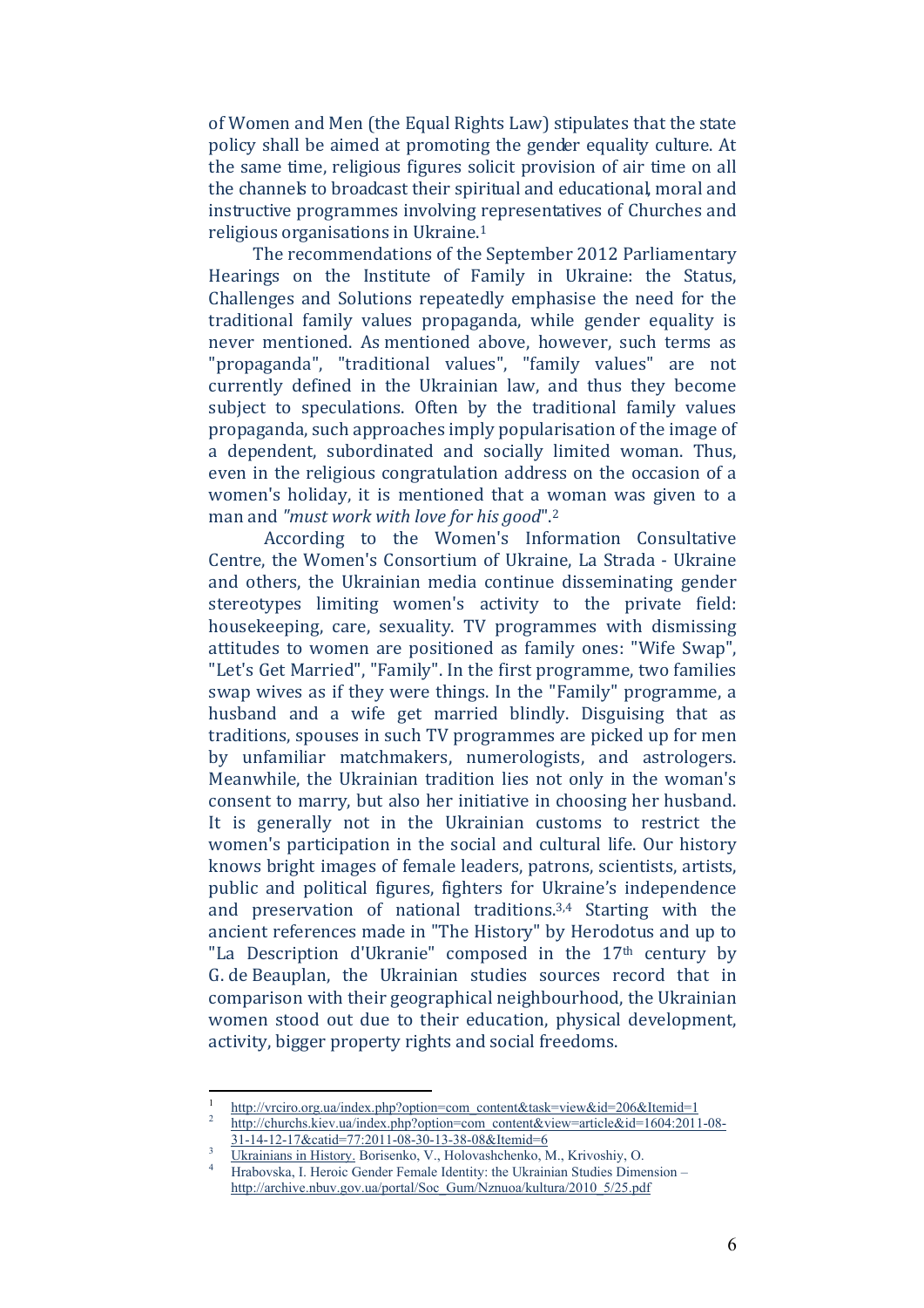of Women and Men (the Equal Rights Law) stipulates that the state policy shall be aimed at promoting the gender equality culture. At the same time, religious figures solicit provision of air time on all the channels to broadcast their spiritual and educational, moral and instructive programmes involving representatives of Churches and religious organisations in Ukraine.[1]

The recommendations of the September 2012 Parliamentary Hearings on the Institute of Family in Ukraine: the Status, Challenges and Solutions repeatedly emphasise the need for the traditional family values propaganda, while gender equality is never mentioned. As mentioned above, however, such terms as "propaganda", "traditional values", "family values" are not currently defined in the Ukrainian law, and thus they become subject to speculations. Often by the traditional family values propaganda, such approaches imply popularisation of the image of a dependent, subordinated and socially limited woman. Thus, even in the religious congratulation address on the occasion of a women's holiday, it is mentioned that a woman was given to a man and *"must work with love for his good"*.[2]

According to the Women's Information Consultative Centre, the Women's Consortium of Ukraine, La Strada - Ukraine and others, the Ukrainian media continue disseminating gender stereotypes limiting women's activity to the private field: housekeeping, care, sexuality. TV programmes with dismissing attitudes to women are positioned as family ones: "Wife Swap", "Let's Get Married", "Family". In the first programme, two families swap wives as if they were things. In the "Family" programme, a husband and a wife get married blindly. Disguising that as traditions, spouses in such TV programmes are picked up for men by unfamiliar matchmakers, numerologists, and astrologers. Meanwhile, the Ukrainian tradition lies not only in the woman's consent to marry, but also her initiative in choosing her husband. It is generally not in the Ukrainian customs to restrict the women's participation in the social and cultural life. Our history knows bright images of female leaders, patrons, scientists, artists, public and political figures, fighters for Ukraine's independence and preservation of national traditions.[3,4] Starting with the ancient references made in "The History" by Herodotus and up to "La Description d'Ukranie" composed in the 17th century by G. de Beauplan, the Ukrainian studies sources record that in comparison with their geographical neighbourhood, the Ukrainian women stood out due to their education, physical development, activity, bigger property rights and social freedoms.

---

[1] http://vrciro.org.ua/index.php?option=com_content&task=view&id=206&Itemid=1

[2] http://churchs.kiev.ua/index.php?option=com_content&view=article&id=1604:2011-08-31-14-12-17&catid=77:2011-08-30-13-38-08&Itemid=6

[3] Ukrainians in History. Borisenko, V., Holovashchenko, M., Krivoshiy, O.

[4] Hrabovska, I. Heroic Gender Female Identity: the Ukrainian Studies Dimension – http://archive.nbuv.gov.ua/portal/Soc_Gum/Nznuoa/kultura/2010_5/25.pdf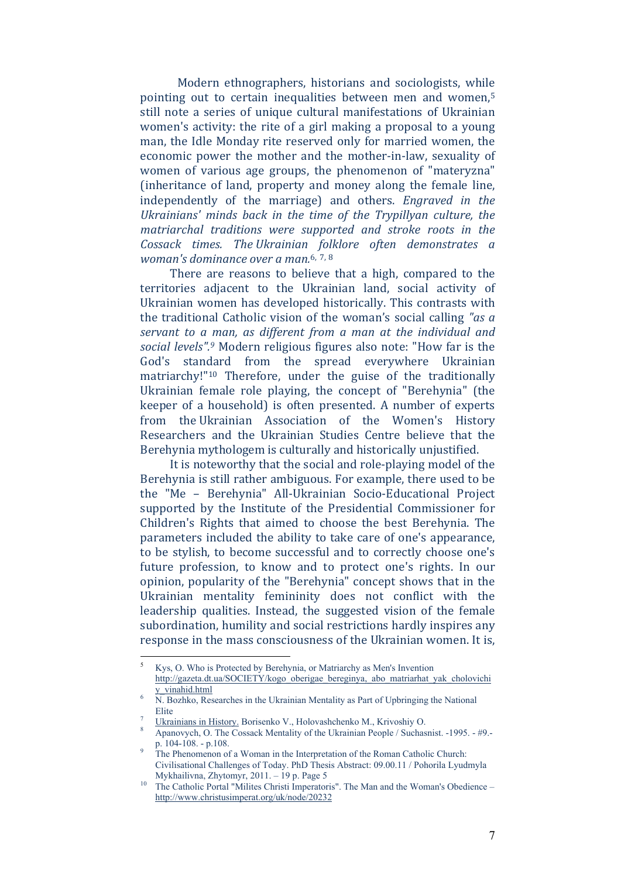Modern ethnographers, historians and sociologists, while pointing out to certain inequalities between men and women,[5] still note a series of unique cultural manifestations of Ukrainian women's activity: the rite of a girl making a proposal to a young man, the Idle Monday rite reserved only for married women, the economic power the mother and the mother-in-law, sexuality of women of various age groups, the phenomenon of "materyzna" (inheritance of land, property and money along the female line, independently of the marriage) and others. *Engraved in the Ukrainians' minds back in the time of the Trypillyan culture, the matriarchal traditions were supported and stroke roots in the Cossack times. The Ukrainian folklore often demonstrates a woman's dominance over a man.*[6, 7, 8]

There are reasons to believe that a high, compared to the territories adjacent to the Ukrainian land, social activity of Ukrainian women has developed historically. This contrasts with the traditional Catholic vision of the woman's social calling *"as a servant to a man, as different from a man at the individual and social levels".*[9] Modern religious figures also note: "How far is the God's standard from the spread everywhere Ukrainian matriarchy!"[10] Therefore, under the guise of the traditionally Ukrainian female role playing, the concept of "Berehynia" (the keeper of a household) is often presented. A number of experts from the Ukrainian Association of the Women's History Researchers and the Ukrainian Studies Centre believe that the Berehynia mythologem is culturally and historically unjustified.

It is noteworthy that the social and role-playing model of the Berehynia is still rather ambiguous. For example, there used to be the "Me – Berehynia" All-Ukrainian Socio-Educational Project supported by the Institute of the Presidential Commissioner for Children's Rights that aimed to choose the best Berehynia. The parameters included the ability to take care of one's appearance, to be stylish, to become successful and to correctly choose one's future profession, to know and to protect one's rights. In our opinion, popularity of the "Berehynia" concept shows that in the Ukrainian mentality femininity does not conflict with the leadership qualities. Instead, the suggested vision of the female subordination, humility and social restrictions hardly inspires any response in the mass consciousness of the Ukrainian women. It is,

---

[5] Kys, O. Who is Protected by Berehynia, or Matriarchy as Men's Invention http://gazeta.dt.ua/SOCIETY/kogo_oberigae_bereginya,_abo_matriarhat_yak_cholovichiy_vinahid.html

[6] N. Bozhko, Researches in the Ukrainian Mentality as Part of Upbringing the National Elite

[7] Ukrainians in History. Borisenko V., Holovashchenko M., Krivoshiy O.

[8] Apanovych, O. The Cossack Mentality of the Ukrainian People / Suchasnist. -1995. - #9.- p. 104-108. - p.108.

[9] The Phenomenon of a Woman in the Interpretation of the Roman Catholic Church: Civilisational Challenges of Today. PhD Thesis Abstract: 09.00.11 / Pohorila Lyudmyla Mykhailivna, Zhytomyr, 2011. – 19 p. Page 5

[10] The Catholic Portal "Milites Christi Imperatoris". The Man and the Woman's Obedience – http://www.christusimperat.org/uk/node/20232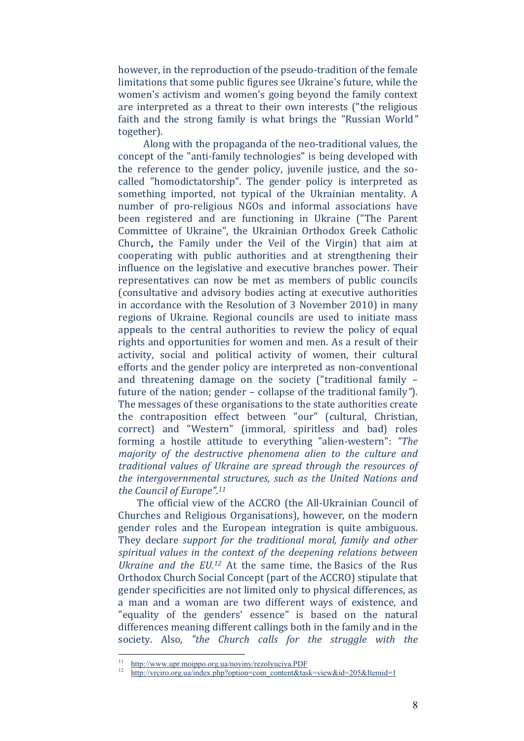however, in the reproduction of the pseudo-tradition of the female limitations that some public figures see Ukraine's future, while the women's activism and women's going beyond the family context are interpreted as a threat to their own interests ("the religious faith and the strong family is what brings the "Russian World" together).

Along with the propaganda of the neo-traditional values, the concept of the "anti-family technologies" is being developed with the reference to the gender policy, juvenile justice, and the so-called "homodictatorship". The gender policy is interpreted as something imported, not typical of the Ukrainian mentality. A number of pro-religious NGOs and informal associations have been registered and are functioning in Ukraine ("The Parent Committee of Ukraine", the Ukrainian Orthodox Greek Catholic Church**,** the Family under the Veil of the Virgin) that aim at cooperating with public authorities and at strengthening their influence on the legislative and executive branches power. Their representatives can now be met as members of public councils (consultative and advisory bodies acting at executive authorities in accordance with the Resolution of 3 November 2010) in many regions of Ukraine. Regional councils are used to initiate mass appeals to the central authorities to review the policy of equal rights and opportunities for women and men. As a result of their activity, social and political activity of women, their cultural efforts and the gender policy are interpreted as non-conventional and threatening damage on the society ("traditional family – future of the nation; gender – collapse of the traditional family"). The messages of these organisations to the state authorities create the contraposition effect between "our" (cultural, Christian, correct) and "Western" (immoral, spiritless and bad) roles forming a hostile attitude to everything "alien-western": *"The majority of the destructive phenomena alien to the culture and traditional values of Ukraine are spread through the resources of the intergovernmental structures, such as the United Nations and the Council of Europe".*[11]

The official view of the ACCRO (the All-Ukrainian Council of Churches and Religious Organisations), however, on the modern gender roles and the European integration is quite ambiguous. They declare *support for the traditional moral, family and other spiritual values in the context of the deepening relations between Ukraine and the EU.*[12] At the same time, the Basics of the Rus Orthodox Church Social Concept (part of the ACCRO) stipulate that gender specificities are not limited only to physical differences, as a man and a woman are two different ways of existence, and "equality of the genders' essence" is based on the natural differences meaning different callings both in the family and in the society. Also, *"the Church calls for the struggle with the*

---

[11] http://www.upr.moippo.org.ua/noviny/rezolyuciya.PDF

[12] http://vrciro.org.ua/index.php?option=com_content&task=view&id=205&Itemid=1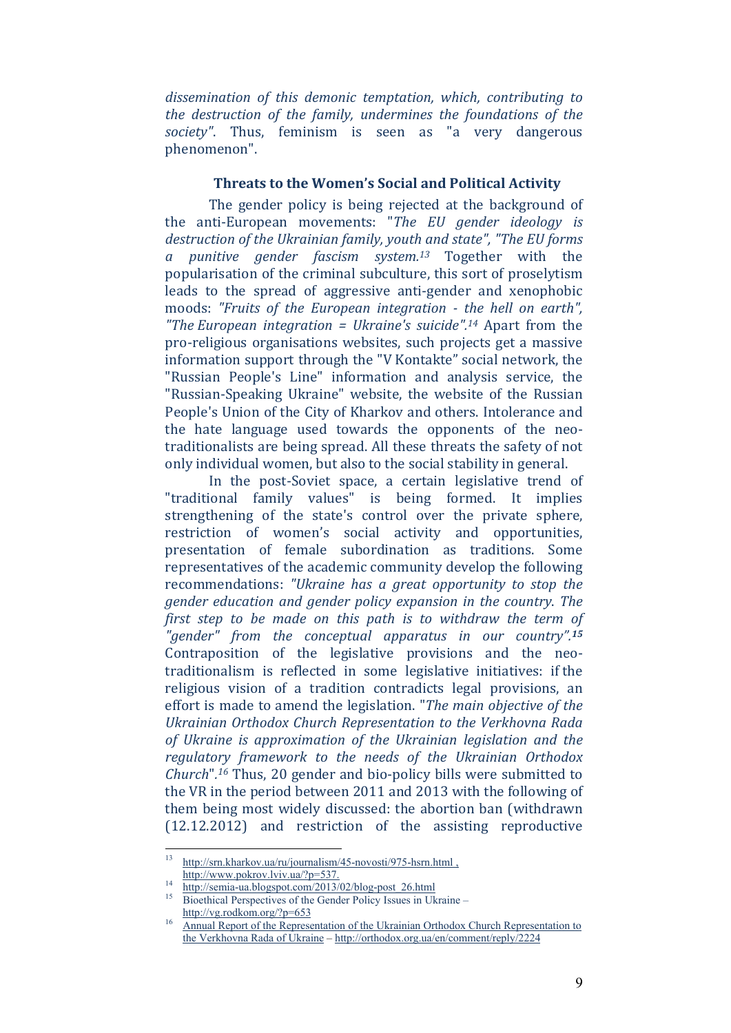*dissemination of this demonic temptation, which, contributing to the destruction of the family, undermines the foundations of the society"*. Thus, feminism is seen as "a very dangerous phenomenon".

### Threats to the Women's Social and Political Activity

The gender policy is being rejected at the background of the anti-European movements: "*The EU gender ideology is destruction of the Ukrainian family, youth and state", "The EU forms a punitive gender fascism system.*[13] Together with the popularisation of the criminal subculture, this sort of proselytism leads to the spread of aggressive anti-gender and xenophobic moods: *"Fruits of the European integration - the hell on earth", "The European integration = Ukraine's suicide".*[14] Apart from the pro-religious organisations websites, such projects get a massive information support through the "V Kontakte" social network, the "Russian People's Line" information and analysis service, the "Russian-Speaking Ukraine" website, the website of the Russian People's Union of the City of Kharkov and others. Intolerance and the hate language used towards the opponents of the neo-traditionalists are being spread. All these threats the safety of not only individual women, but also to the social stability in general.

In the post-Soviet space, a certain legislative trend of "traditional family values" is being formed. It implies strengthening of the state's control over the private sphere, restriction of women's social activity and opportunities, presentation of female subordination as traditions. Some representatives of the academic community develop the following recommendations: *"Ukraine has a great opportunity to stop the gender education and gender policy expansion in the country. The first step to be made on this path is to withdraw the term of "gender" from the conceptual apparatus in our country".*[15] Contraposition of the legislative provisions and the neo-traditionalism is reflected in some legislative initiatives: if the religious vision of a tradition contradicts legal provisions, an effort is made to amend the legislation. "*The main objective of the Ukrainian Orthodox Church Representation to the Verkhovna Rada of Ukraine is approximation of the Ukrainian legislation and the regulatory framework to the needs of the Ukrainian Orthodox Church*".[16] Thus, 20 gender and bio-policy bills were submitted to the VR in the period between 2011 and 2013 with the following of them being most widely discussed: the abortion ban (withdrawn (12.12.2012) and restriction of the assisting reproductive

---

[13] http://srn.kharkov.ua/ru/journalism/45-novosti/975-hsrn.html , http://www.pokrov.lviv.ua/?p=537.

[14] http://semia-ua.blogspot.com/2013/02/blog-post_26.html

[15] Bioethical Perspectives of the Gender Policy Issues in Ukraine – http://vg.rodkom.org/?p=653

[16] Annual Report of the Representation of the Ukrainian Orthodox Church Representation to the Verkhovna Rada of Ukraine – http://orthodox.org.ua/en/comment/reply/2224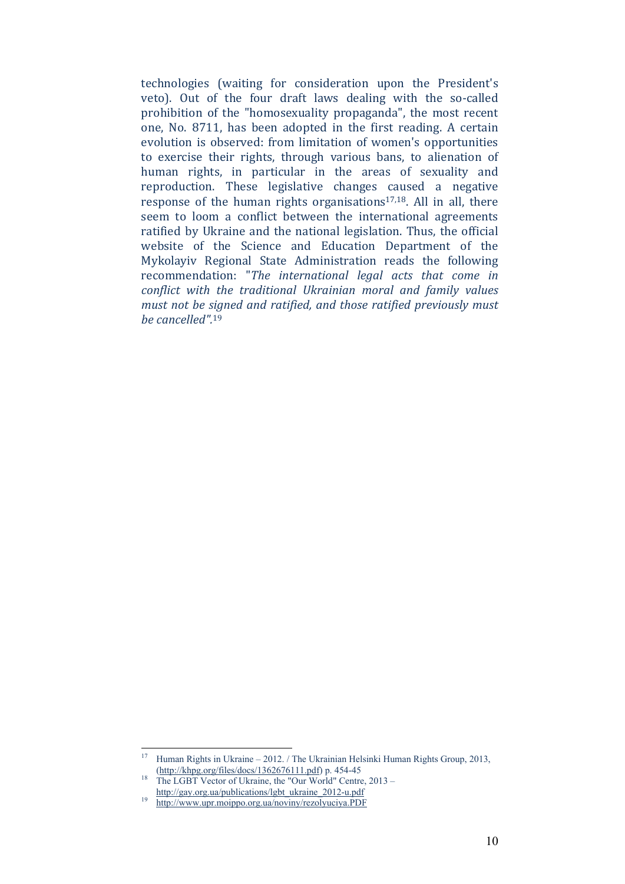technologies (waiting for consideration upon the President's veto). Out of the four draft laws dealing with the so-called prohibition of the "homosexuality propaganda", the most recent one, No. 8711, has been adopted in the first reading. A certain evolution is observed: from limitation of women's opportunities to exercise their rights, through various bans, to alienation of human rights, in particular in the areas of sexuality and reproduction. These legislative changes caused a negative response of the human rights organisations[17,18]. All in all, there seem to loom a conflict between the international agreements ratified by Ukraine and the national legislation. Thus, the official website of the Science and Education Department of the Mykolayiv Regional State Administration reads the following recommendation: "*The international legal acts that come in conflict with the traditional Ukrainian moral and family values must not be signed and ratified, and those ratified previously must be cancelled".*[19]

---

[17] Human Rights in Ukraine – 2012. / The Ukrainian Helsinki Human Rights Group, 2013, (http://khpg.org/files/docs/1362676111.pdf) p. 454-45

[18] The LGBT Vector of Ukraine, the "Our World" Centre, 2013 – http://gay.org.ua/publications/lgbt_ukraine_2012-u.pdf

[19] http://www.upr.moippo.org.ua/noviny/rezolyuciya.PDF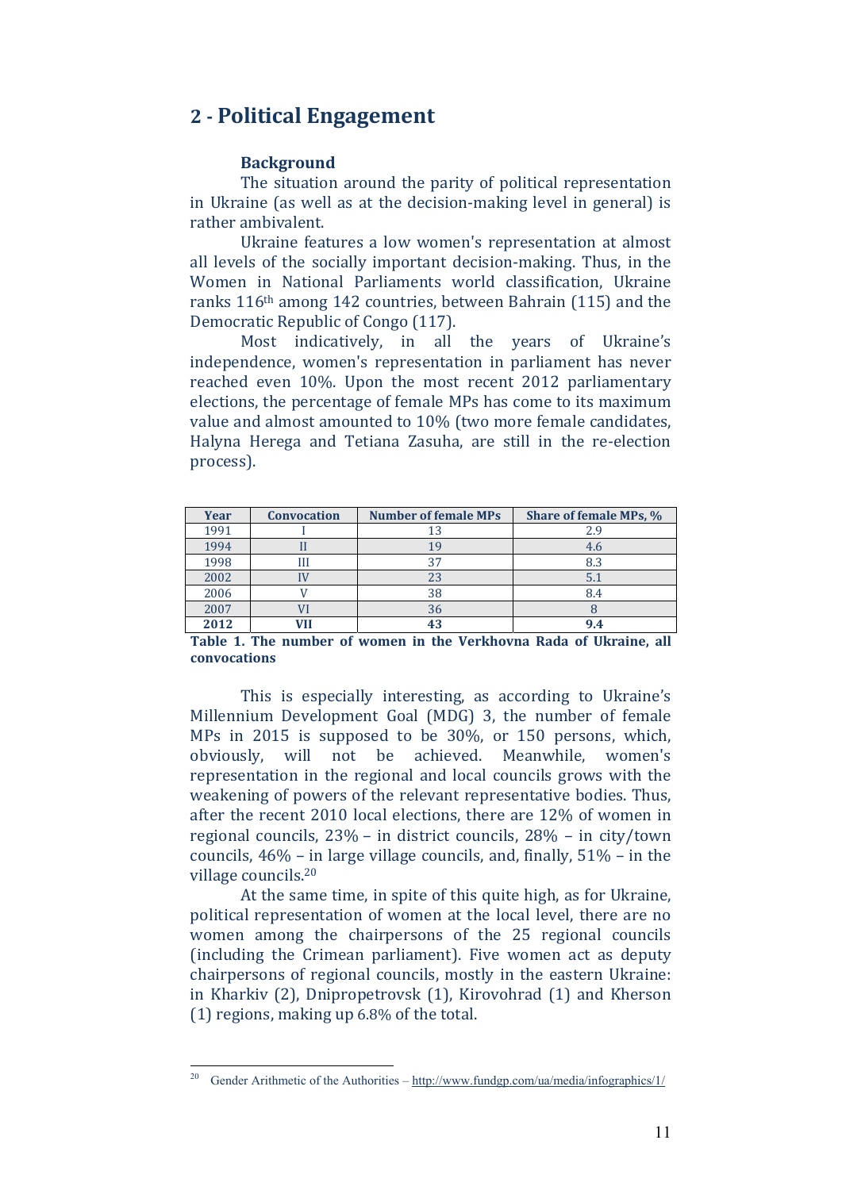## 2 - Political Engagement

### Background

The situation around the parity of political representation in Ukraine (as well as at the decision-making level in general) is rather ambivalent.

Ukraine features a low women's representation at almost all levels of the socially important decision-making. Thus, in the Women in National Parliaments world classification, Ukraine ranks 116th among 142 countries, between Bahrain (115) and the Democratic Republic of Congo (117).

Most indicatively, in all the years of Ukraine's independence, women's representation in parliament has never reached even 10%. Upon the most recent 2012 parliamentary elections, the percentage of female MPs has come to its maximum value and almost amounted to 10% (two more female candidates, Halyna Herega and Tetiana Zasuha, are still in the re-election process).

| Year | Convocation | Number of female MPs | Share of female MPs, % |
|---|---|---|---|
| 1991 | I | 13 | 2.9 |
| 1994 | II | 19 | 4.6 |
| 1998 | III | 37 | 8.3 |
| 2002 | IV | 23 | 5.1 |
| 2006 | V | 38 | 8.4 |
| 2007 | VI | 36 | 8 |
| **2012** | **VII** | **43** | **9.4** |

**Table 1. The number of women in the Verkhovna Rada of Ukraine, all convocations**

This is especially interesting, as according to Ukraine's Millennium Development Goal (MDG) 3, the number of female MPs in 2015 is supposed to be 30%, or 150 persons, which, obviously, will not be achieved. Meanwhile, women's representation in the regional and local councils grows with the weakening of powers of the relevant representative bodies. Thus, after the recent 2010 local elections, there are 12% of women in regional councils, 23% – in district councils, 28% – in city/town councils, 46% – in large village councils, and, finally, 51% – in the village councils.[20]

At the same time, in spite of this quite high, as for Ukraine, political representation of women at the local level, there are no women among the chairpersons of the 25 regional councils (including the Crimean parliament). Five women act as deputy chairpersons of regional councils, mostly in the eastern Ukraine: in Kharkiv (2), Dnipropetrovsk (1), Kirovohrad (1) and Kherson (1) regions, making up 6.8% of the total.

[20] Gender Arithmetic of the Authorities – http://www.fundgp.com/ua/media/infographics/1/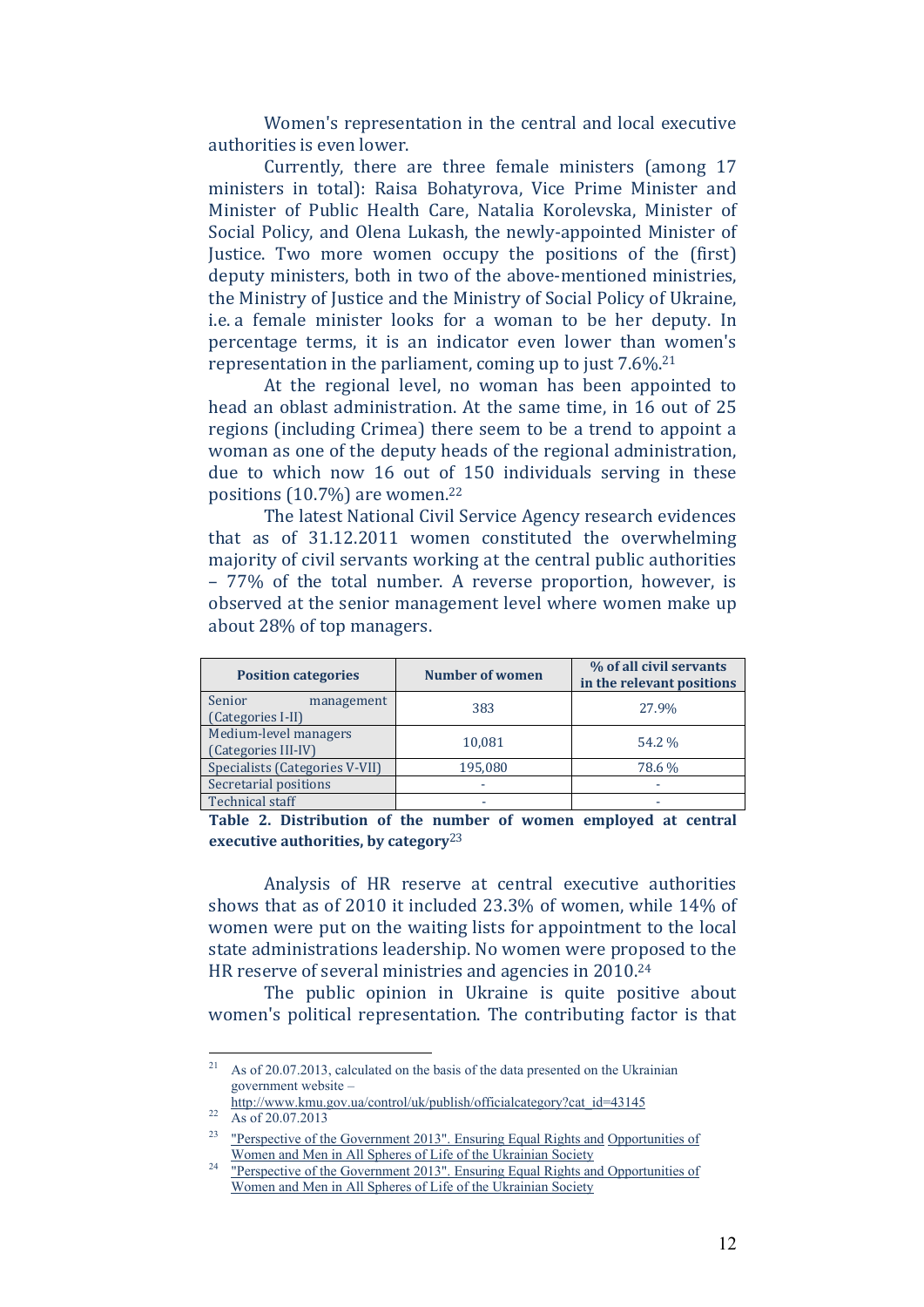Women's representation in the central and local executive authorities is even lower.

Currently, there are three female ministers (among 17 ministers in total): Raisa Bohatyrova, Vice Prime Minister and Minister of Public Health Care, Natalia Korolevska, Minister of Social Policy, and Olena Lukash, the newly-appointed Minister of Justice. Two more women occupy the positions of the (first) deputy ministers, both in two of the above-mentioned ministries, the Ministry of Justice and the Ministry of Social Policy of Ukraine, i.e. a female minister looks for a woman to be her deputy. In percentage terms, it is an indicator even lower than women's representation in the parliament, coming up to just 7.6%.[21]

At the regional level, no woman has been appointed to head an oblast administration. At the same time, in 16 out of 25 regions (including Crimea) there seem to be a trend to appoint a woman as one of the deputy heads of the regional administration, due to which now 16 out of 150 individuals serving in these positions (10.7%) are women.[22]

The latest National Civil Service Agency research evidences that as of 31.12.2011 women constituted the overwhelming majority of civil servants working at the central public authorities – 77% of the total number. A reverse proportion, however, is observed at the senior management level where women make up about 28% of top managers.

| Position categories | Number of women | % of all civil servants in the relevant positions |
|---|---|---|
| Senior management (Categories I-II) | 383 | 27.9% |
| Medium-level managers (Categories III-IV) | 10,081 | 54.2 % |
| Specialists (Categories V-VII) | 195,080 | 78.6 % |
| Secretarial positions | - | - |
| Technical staff | - | - |

**Table 2. Distribution of the number of women employed at central executive authorities, by category**[23]

Analysis of HR reserve at central executive authorities shows that as of 2010 it included 23.3% of women, while 14% of women were put on the waiting lists for appointment to the local state administrations leadership. No women were proposed to the HR reserve of several ministries and agencies in 2010.[24]

The public opinion in Ukraine is quite positive about women's political representation. The contributing factor is that

---

[21] As of 20.07.2013, calculated on the basis of the data presented on the Ukrainian government website – http://www.kmu.gov.ua/control/uk/publish/officialcategory?cat_id=43145

[22] As of 20.07.2013

[23] "Perspective of the Government 2013". Ensuring Equal Rights and Opportunities of Women and Men in All Spheres of Life of the Ukrainian Society

[24] "Perspective of the Government 2013". Ensuring Equal Rights and Opportunities of Women and Men in All Spheres of Life of the Ukrainian Society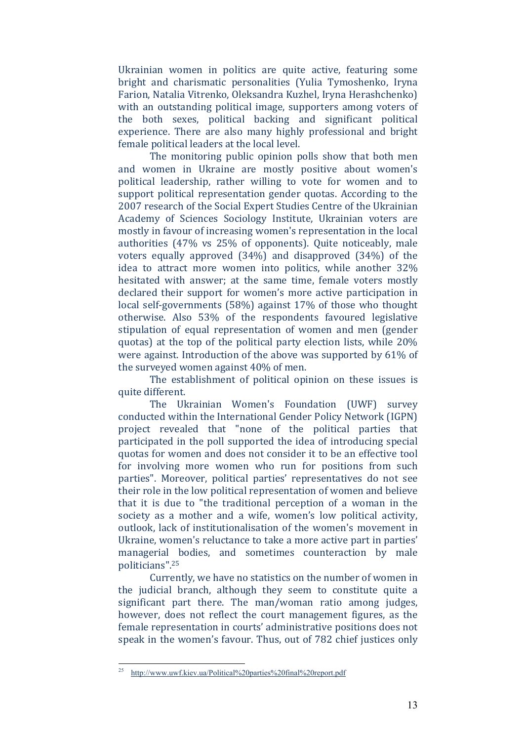Ukrainian women in politics are quite active, featuring some bright and charismatic personalities (Yulia Tymoshenko, Iryna Farion, Natalia Vitrenko, Oleksandra Kuzhel, Iryna Herashchenko) with an outstanding political image, supporters among voters of the both sexes, political backing and significant political experience. There are also many highly professional and bright female political leaders at the local level.

The monitoring public opinion polls show that both men and women in Ukraine are mostly positive about women's political leadership, rather willing to vote for women and to support political representation gender quotas. According to the 2007 research of the Social Expert Studies Centre of the Ukrainian Academy of Sciences Sociology Institute, Ukrainian voters are mostly in favour of increasing women's representation in the local authorities (47% vs 25% of opponents). Quite noticeably, male voters equally approved (34%) and disapproved (34%) of the idea to attract more women into politics, while another 32% hesitated with answer; at the same time, female voters mostly declared their support for women's more active participation in local self-governments (58%) against 17% of those who thought otherwise. Also 53% of the respondents favoured legislative stipulation of equal representation of women and men (gender quotas) at the top of the political party election lists, while 20% were against. Introduction of the above was supported by 61% of the surveyed women against 40% of men.

The establishment of political opinion on these issues is quite different.

The Ukrainian Women's Foundation (UWF) survey conducted within the International Gender Policy Network (IGPN) project revealed that "none of the political parties that participated in the poll supported the idea of introducing special quotas for women and does not consider it to be an effective tool for involving more women who run for positions from such parties". Moreover, political parties' representatives do not see their role in the low political representation of women and believe that it is due to "the traditional perception of a woman in the society as a mother and a wife, women's low political activity, outlook, lack of institutionalisation of the women's movement in Ukraine, women's reluctance to take a more active part in parties' managerial bodies, and sometimes counteraction by male politicians".[25]

Currently, we have no statistics on the number of women in the judicial branch, although they seem to constitute quite a significant part there. The man/woman ratio among judges, however, does not reflect the court management figures, as the female representation in courts' administrative positions does not speak in the women's favour. Thus, out of 782 chief justices only

---

[25] http://www.uwf.kiev.ua/Political%20parties%20final%20report.pdf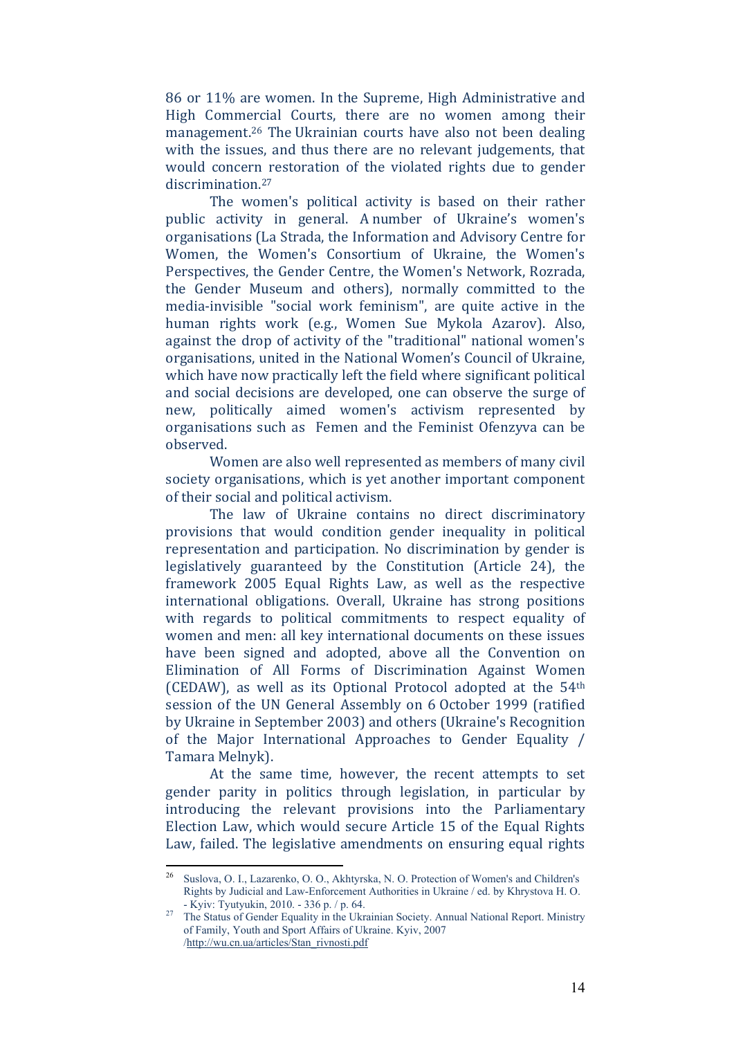86 or 11% are women. In the Supreme, High Administrative and High Commercial Courts, there are no women among their management.[26] The Ukrainian courts have also not been dealing with the issues, and thus there are no relevant judgements, that would concern restoration of the violated rights due to gender discrimination.[27]

The women's political activity is based on their rather public activity in general. A number of Ukraine's women's organisations (La Strada, the Information and Advisory Centre for Women, the Women's Consortium of Ukraine, the Women's Perspectives, the Gender Centre, the Women's Network, Rozrada, the Gender Museum and others), normally committed to the media-invisible "social work feminism", are quite active in the human rights work (e.g., Women Sue Mykola Azarov). Also, against the drop of activity of the "traditional" national women's organisations, united in the National Women's Council of Ukraine, which have now practically left the field where significant political and social decisions are developed, one can observe the surge of new, politically aimed women's activism represented by organisations such as Femen and the Feminist Ofenzyva can be observed.

Women are also well represented as members of many civil society organisations, which is yet another important component of their social and political activism.

The law of Ukraine contains no direct discriminatory provisions that would condition gender inequality in political representation and participation. No discrimination by gender is legislatively guaranteed by the Constitution (Article 24), the framework 2005 Equal Rights Law, as well as the respective international obligations. Overall, Ukraine has strong positions with regards to political commitments to respect equality of women and men: all key international documents on these issues have been signed and adopted, above all the Convention on Elimination of All Forms of Discrimination Against Women (CEDAW), as well as its Optional Protocol adopted at the 54th session of the UN General Assembly on 6 October 1999 (ratified by Ukraine in September 2003) and others (Ukraine's Recognition of the Major International Approaches to Gender Equality / Tamara Melnyk).

At the same time, however, the recent attempts to set gender parity in politics through legislation, in particular by introducing the relevant provisions into the Parliamentary Election Law, which would secure Article 15 of the Equal Rights Law, failed. The legislative amendments on ensuring equal rights

---

[26] Suslova, O. I., Lazarenko, O. O., Akhtyrska, N. O. Protection of Women's and Children's Rights by Judicial and Law-Enforcement Authorities in Ukraine / ed. by Khrystova H. O. - Kyiv: Tyutyukin, 2010. - 336 p. / p. 64.

[27] The Status of Gender Equality in the Ukrainian Society. Annual National Report. Ministry of Family, Youth and Sport Affairs of Ukraine. Kyiv, 2007 /http://wu.cn.ua/articles/Stan_rivnosti.pdf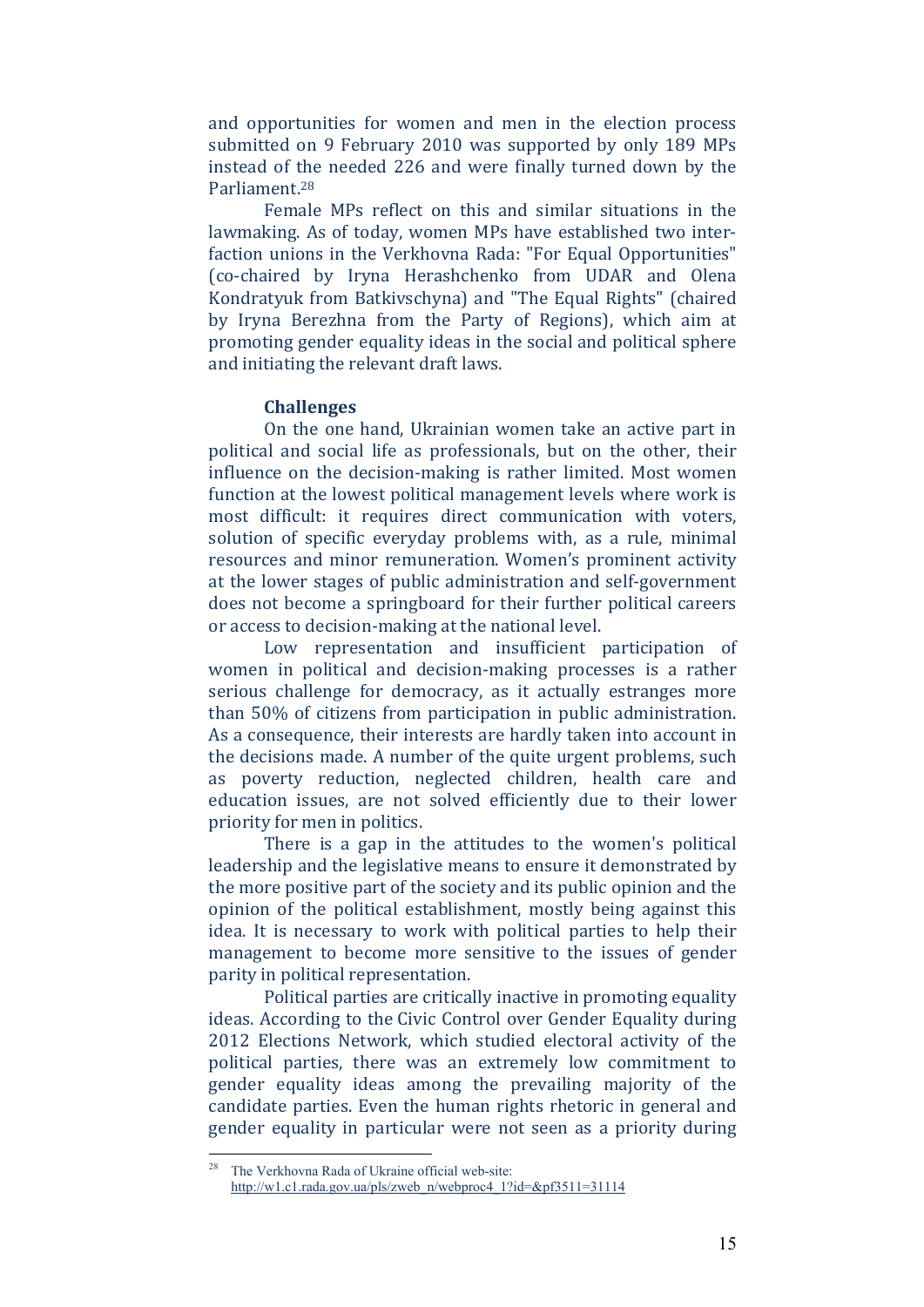and opportunities for women and men in the election process submitted on 9 February 2010 was supported by only 189 MPs instead of the needed 226 and were finally turned down by the Parliament.[28]

Female MPs reflect on this and similar situations in the lawmaking. As of today, women MPs have established two inter-faction unions in the Verkhovna Rada: "For Equal Opportunities" (co-chaired by Iryna Herashchenko from UDAR and Olena Kondratyuk from Batkivschyna) and "The Equal Rights" (chaired by Iryna Berezhna from the Party of Regions), which aim at promoting gender equality ideas in the social and political sphere and initiating the relevant draft laws.

### Challenges

On the one hand, Ukrainian women take an active part in political and social life as professionals, but on the other, their influence on the decision-making is rather limited. Most women function at the lowest political management levels where work is most difficult: it requires direct communication with voters, solution of specific everyday problems with, as a rule, minimal resources and minor remuneration. Women's prominent activity at the lower stages of public administration and self-government does not become a springboard for their further political careers or access to decision-making at the national level.

Low representation and insufficient participation of women in political and decision-making processes is a rather serious challenge for democracy, as it actually estranges more than 50% of citizens from participation in public administration. As a consequence, their interests are hardly taken into account in the decisions made. A number of the quite urgent problems, such as poverty reduction, neglected children, health care and education issues, are not solved efficiently due to their lower priority for men in politics.

There is a gap in the attitudes to the women's political leadership and the legislative means to ensure it demonstrated by the more positive part of the society and its public opinion and the opinion of the political establishment, mostly being against this idea. It is necessary to work with political parties to help their management to become more sensitive to the issues of gender parity in political representation.

Political parties are critically inactive in promoting equality ideas. According to the Civic Control over Gender Equality during 2012 Elections Network, which studied electoral activity of the political parties, there was an extremely low commitment to gender equality ideas among the prevailing majority of the candidate parties. Even the human rights rhetoric in general and gender equality in particular were not seen as a priority during

---

[28] The Verkhovna Rada of Ukraine official web-site: http://w1.c1.rada.gov.ua/pls/zweb_n/webproc4_1?id=&pf3511=31114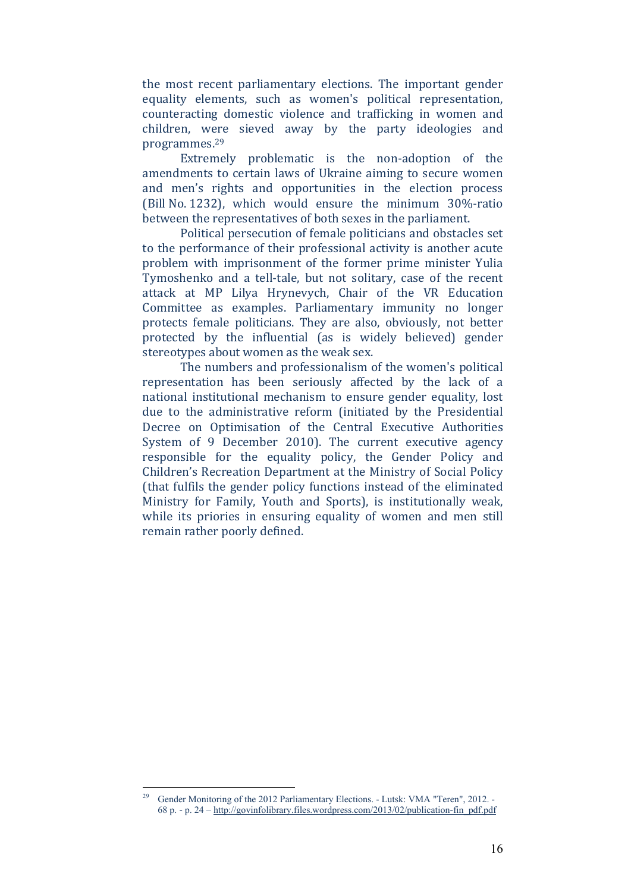the most recent parliamentary elections. The important gender equality elements, such as women's political representation, counteracting domestic violence and trafficking in women and children, were sieved away by the party ideologies and programmes.[29]

Extremely problematic is the non-adoption of the amendments to certain laws of Ukraine aiming to secure women and men's rights and opportunities in the election process (Bill No. 1232), which would ensure the minimum 30%-ratio between the representatives of both sexes in the parliament.

Political persecution of female politicians and obstacles set to the performance of their professional activity is another acute problem with imprisonment of the former prime minister Yulia Tymoshenko and a tell-tale, but not solitary, case of the recent attack at MP Lilya Hrynevych, Chair of the VR Education Committee as examples. Parliamentary immunity no longer protects female politicians. They are also, obviously, not better protected by the influential (as is widely believed) gender stereotypes about women as the weak sex.

The numbers and professionalism of the women's political representation has been seriously affected by the lack of a national institutional mechanism to ensure gender equality, lost due to the administrative reform (initiated by the Presidential Decree on Optimisation of the Central Executive Authorities System of 9 December 2010). The current executive agency responsible for the equality policy, the Gender Policy and Children's Recreation Department at the Ministry of Social Policy (that fulfils the gender policy functions instead of the eliminated Ministry for Family, Youth and Sports), is institutionally weak, while its priories in ensuring equality of women and men still remain rather poorly defined.

---

[29] Gender Monitoring of the 2012 Parliamentary Elections. - Lutsk: VMA "Teren", 2012. - 68 p. - p. 24 – http://govinfolibrary.files.wordpress.com/2013/02/publication-fin_pdf.pdf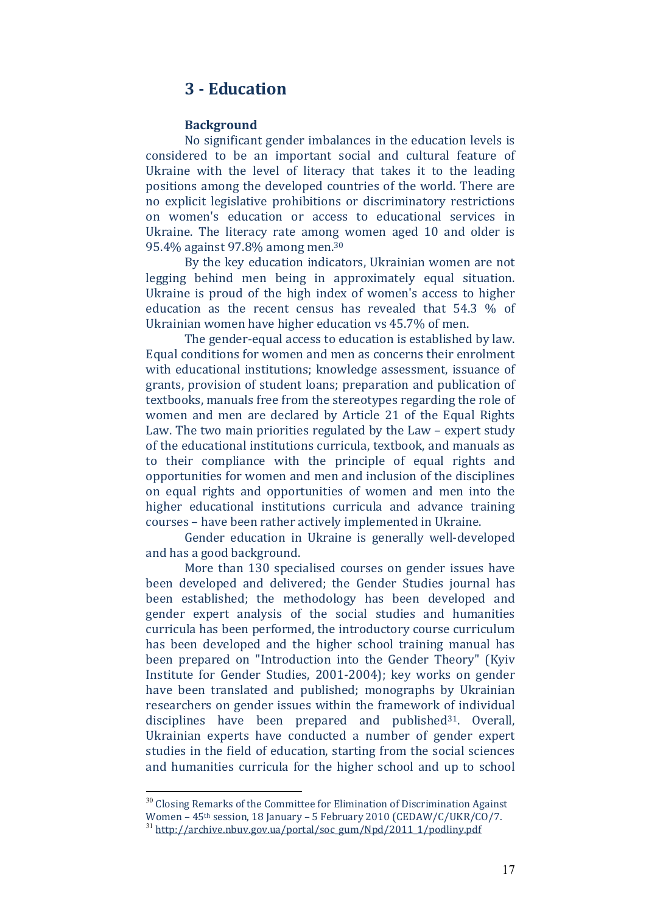## 3 - Education

### Background

No significant gender imbalances in the education levels is considered to be an important social and cultural feature of Ukraine with the level of literacy that takes it to the leading positions among the developed countries of the world. There are no explicit legislative prohibitions or discriminatory restrictions on women's education or access to educational services in Ukraine. The literacy rate among women aged 10 and older is 95.4% against 97.8% among men.[30]

By the key education indicators, Ukrainian women are not legging behind men being in approximately equal situation. Ukraine is proud of the high index of women's access to higher education as the recent census has revealed that 54.3 % of Ukrainian women have higher education vs 45.7% of men.

The gender-equal access to education is established by law. Equal conditions for women and men as concerns their enrolment with educational institutions; knowledge assessment, issuance of grants, provision of student loans; preparation and publication of textbooks, manuals free from the stereotypes regarding the role of women and men are declared by Article 21 of the Equal Rights Law. The two main priorities regulated by the Law – expert study of the educational institutions curricula, textbook, and manuals as to their compliance with the principle of equal rights and opportunities for women and men and inclusion of the disciplines on equal rights and opportunities of women and men into the higher educational institutions curricula and advance training courses – have been rather actively implemented in Ukraine.

Gender education in Ukraine is generally well-developed and has a good background.

More than 130 specialised courses on gender issues have been developed and delivered; the Gender Studies journal has been established; the methodology has been developed and gender expert analysis of the social studies and humanities curricula has been performed, the introductory course curriculum has been developed and the higher school training manual has been prepared on "Introduction into the Gender Theory" (Kyiv Institute for Gender Studies, 2001-2004); key works on gender have been translated and published; monographs by Ukrainian researchers on gender issues within the framework of individual disciplines have been prepared and published[31]. Overall, Ukrainian experts have conducted a number of gender expert studies in the field of education, starting from the social sciences and humanities curricula for the higher school and up to school

---

[30] Closing Remarks of the Committee for Elimination of Discrimination Against Women – 45th session, 18 January – 5 February 2010 (CEDAW/C/UKR/CO/7.

[31] http://archive.nbuv.gov.ua/portal/soc_gum/Npd/2011_1/podliny.pdf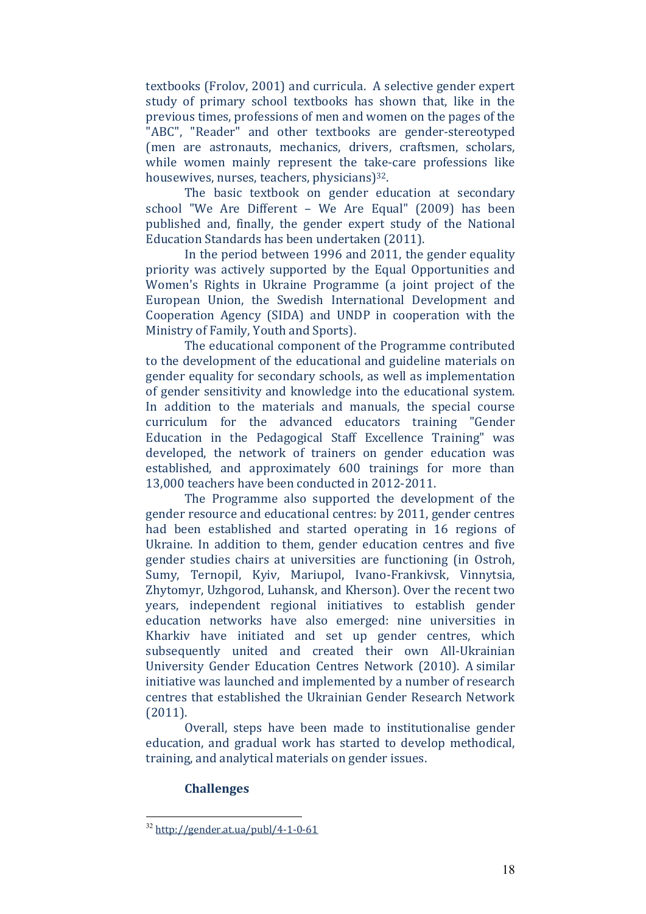textbooks (Frolov, 2001) and curricula. A selective gender expert study of primary school textbooks has shown that, like in the previous times, professions of men and women on the pages of the "ABC", "Reader" and other textbooks are gender-stereotyped (men are astronauts, mechanics, drivers, craftsmen, scholars, while women mainly represent the take-care professions like housewives, nurses, teachers, physicians)[32].

The basic textbook on gender education at secondary school "We Are Different – We Are Equal" (2009) has been published and, finally, the gender expert study of the National Education Standards has been undertaken (2011).

In the period between 1996 and 2011, the gender equality priority was actively supported by the Equal Opportunities and Women's Rights in Ukraine Programme (a joint project of the European Union, the Swedish International Development and Cooperation Agency (SIDA) and UNDP in cooperation with the Ministry of Family, Youth and Sports).

The educational component of the Programme contributed to the development of the educational and guideline materials on gender equality for secondary schools, as well as implementation of gender sensitivity and knowledge into the educational system. In addition to the materials and manuals, the special course curriculum for the advanced educators training "Gender Education in the Pedagogical Staff Excellence Training" was developed, the network of trainers on gender education was established, and approximately 600 trainings for more than 13,000 teachers have been conducted in 2012-2011.

The Programme also supported the development of the gender resource and educational centres: by 2011, gender centres had been established and started operating in 16 regions of Ukraine. In addition to them, gender education centres and five gender studies chairs at universities are functioning (in Ostroh, Sumy, Ternopil, Kyiv, Mariupol, Ivano-Frankivsk, Vinnytsia, Zhytomyr, Uzhgorod, Luhansk, and Kherson). Over the recent two years, independent regional initiatives to establish gender education networks have also emerged: nine universities in Kharkiv have initiated and set up gender centres, which subsequently united and created their own All-Ukrainian University Gender Education Centres Network (2010). A similar initiative was launched and implemented by a number of research centres that established the Ukrainian Gender Research Network (2011).

Overall, steps have been made to institutionalise gender education, and gradual work has started to develop methodical, training, and analytical materials on gender issues.

### Challenges

[32] http://gender.at.ua/publ/4-1-0-61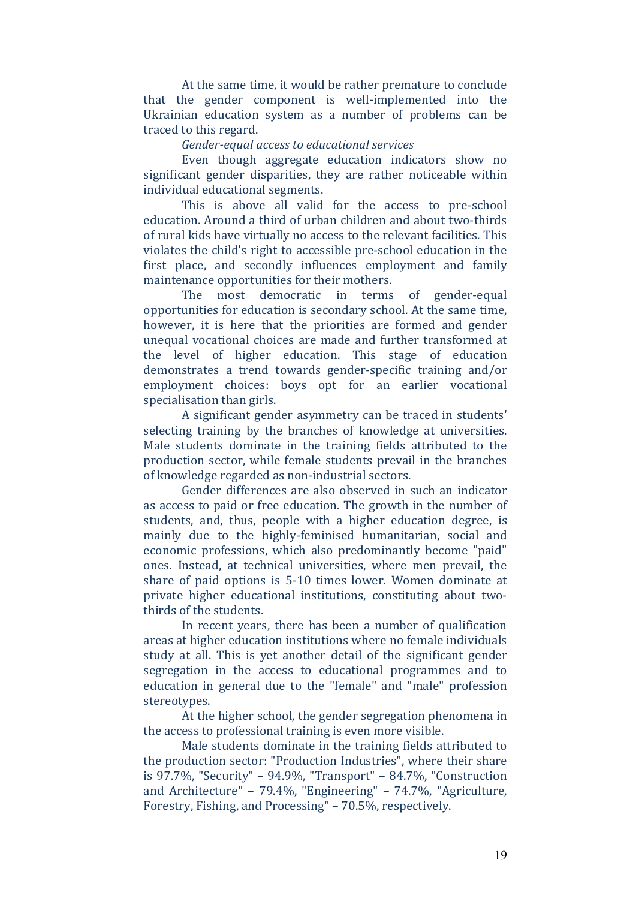At the same time, it would be rather premature to conclude that the gender component is well-implemented into the Ukrainian education system as a number of problems can be traced to this regard.

*Gender-equal access to educational services*

Even though aggregate education indicators show no significant gender disparities, they are rather noticeable within individual educational segments.

This is above all valid for the access to pre-school education. Around a third of urban children and about two-thirds of rural kids have virtually no access to the relevant facilities. This violates the child's right to accessible pre-school education in the first place, and secondly influences employment and family maintenance opportunities for their mothers.

The most democratic in terms of gender-equal opportunities for education is secondary school. At the same time, however, it is here that the priorities are formed and gender unequal vocational choices are made and further transformed at the level of higher education. This stage of education demonstrates a trend towards gender-specific training and/or employment choices: boys opt for an earlier vocational specialisation than girls.

A significant gender asymmetry can be traced in students' selecting training by the branches of knowledge at universities. Male students dominate in the training fields attributed to the production sector, while female students prevail in the branches of knowledge regarded as non-industrial sectors.

Gender differences are also observed in such an indicator as access to paid or free education. The growth in the number of students, and, thus, people with a higher education degree, is mainly due to the highly-feminised humanitarian, social and economic professions, which also predominantly become "paid" ones. Instead, at technical universities, where men prevail, the share of paid options is 5-10 times lower. Women dominate at private higher educational institutions, constituting about two-thirds of the students.

In recent years, there has been a number of qualification areas at higher education institutions where no female individuals study at all. This is yet another detail of the significant gender segregation in the access to educational programmes and to education in general due to the "female" and "male" profession stereotypes.

At the higher school, the gender segregation phenomena in the access to professional training is even more visible.

Male students dominate in the training fields attributed to the production sector: "Production Industries", where their share is 97.7%, "Security" – 94.9%, "Transport" – 84.7%, "Construction and Architecture" – 79.4%, "Engineering" – 74.7%, "Agriculture, Forestry, Fishing, and Processing" – 70.5%, respectively.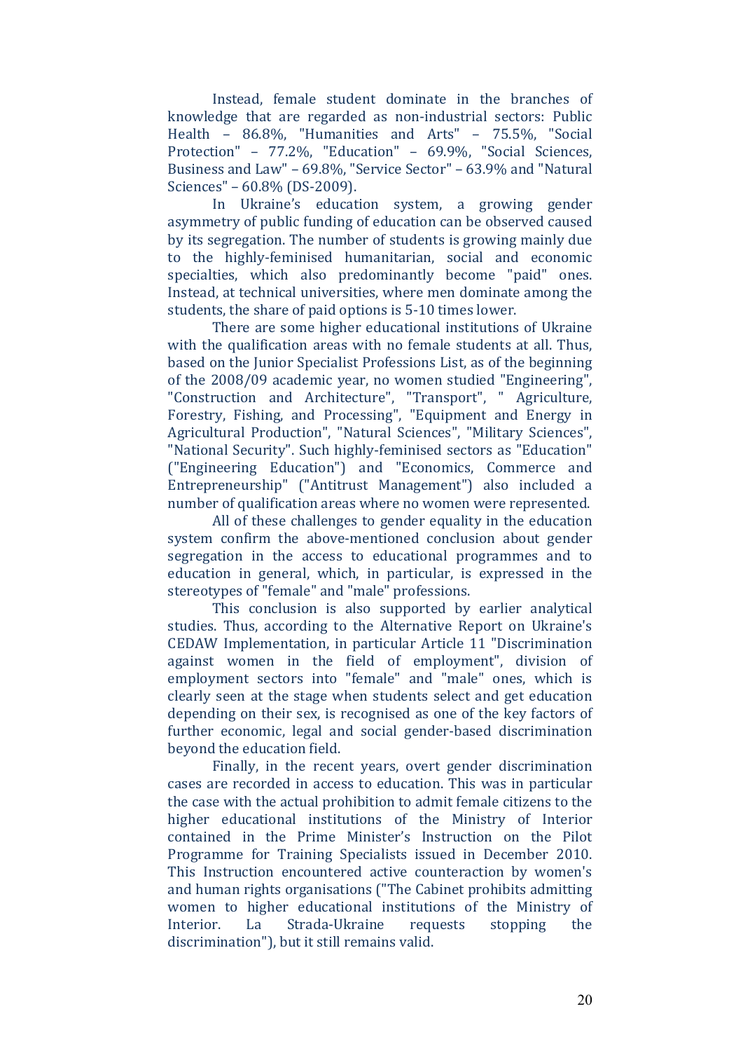Instead, female student dominate in the branches of knowledge that are regarded as non-industrial sectors: Public Health – 86.8%, "Humanities and Arts" – 75.5%, "Social Protection" – 77.2%, "Education" – 69.9%, "Social Sciences, Business and Law" – 69.8%, "Service Sector" – 63.9% and "Natural Sciences" – 60.8% (DS-2009).

In Ukraine's education system, a growing gender asymmetry of public funding of education can be observed caused by its segregation. The number of students is growing mainly due to the highly-feminised humanitarian, social and economic specialties, which also predominantly become "paid" ones. Instead, at technical universities, where men dominate among the students, the share of paid options is 5-10 times lower.

There are some higher educational institutions of Ukraine with the qualification areas with no female students at all. Thus, based on the Junior Specialist Professions List, as of the beginning of the 2008/09 academic year, no women studied "Engineering", "Construction and Architecture", "Transport", " Agriculture, Forestry, Fishing, and Processing", "Equipment and Energy in Agricultural Production", "Natural Sciences", "Military Sciences", "National Security". Such highly-feminised sectors as "Education" ("Engineering Education") and "Economics, Commerce and Entrepreneurship" ("Antitrust Management") also included a number of qualification areas where no women were represented.

All of these challenges to gender equality in the education system confirm the above-mentioned conclusion about gender segregation in the access to educational programmes and to education in general, which, in particular, is expressed in the stereotypes of "female" and "male" professions.

This conclusion is also supported by earlier analytical studies. Thus, according to the Alternative Report on Ukraine's CEDAW Implementation, in particular Article 11 "Discrimination against women in the field of employment", division of employment sectors into "female" and "male" ones, which is clearly seen at the stage when students select and get education depending on their sex, is recognised as one of the key factors of further economic, legal and social gender-based discrimination beyond the education field.

Finally, in the recent years, overt gender discrimination cases are recorded in access to education. This was in particular the case with the actual prohibition to admit female citizens to the higher educational institutions of the Ministry of Interior contained in the Prime Minister's Instruction on the Pilot Programme for Training Specialists issued in December 2010. This Instruction encountered active counteraction by women's and human rights organisations ("The Cabinet prohibits admitting women to higher educational institutions of the Ministry of Interior. La Strada-Ukraine requests stopping the discrimination"), but it still remains valid.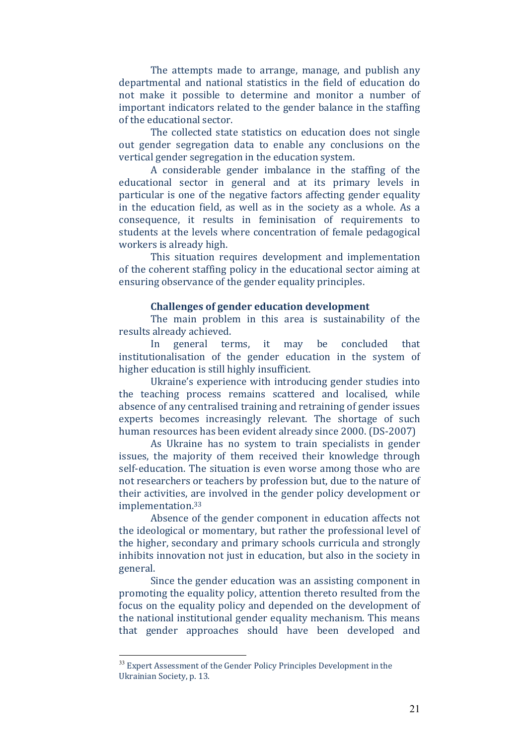The attempts made to arrange, manage, and publish any departmental and national statistics in the field of education do not make it possible to determine and monitor a number of important indicators related to the gender balance in the staffing of the educational sector.

The collected state statistics on education does not single out gender segregation data to enable any conclusions on the vertical gender segregation in the education system.

A considerable gender imbalance in the staffing of the educational sector in general and at its primary levels in particular is one of the negative factors affecting gender equality in the education field, as well as in the society as a whole. As a consequence, it results in feminisation of requirements to students at the levels where concentration of female pedagogical workers is already high.

This situation requires development and implementation of the coherent staffing policy in the educational sector aiming at ensuring observance of the gender equality principles.

**Challenges of gender education development**

The main problem in this area is sustainability of the results already achieved.

In general terms, it may be concluded that institutionalisation of the gender education in the system of higher education is still highly insufficient.

Ukraine's experience with introducing gender studies into the teaching process remains scattered and localised, while absence of any centralised training and retraining of gender issues experts becomes increasingly relevant. The shortage of such human resources has been evident already since 2000. (DS-2007)

As Ukraine has no system to train specialists in gender issues, the majority of them received their knowledge through self-education. The situation is even worse among those who are not researchers or teachers by profession but, due to the nature of their activities, are involved in the gender policy development or implementation.[33]

Absence of the gender component in education affects not the ideological or momentary, but rather the professional level of the higher, secondary and primary schools curricula and strongly inhibits innovation not just in education, but also in the society in general.

Since the gender education was an assisting component in promoting the equality policy, attention thereto resulted from the focus on the equality policy and depended on the development of the national institutional gender equality mechanism. This means that gender approaches should have been developed and

[33] Expert Assessment of the Gender Policy Principles Development in the Ukrainian Society, p. 13.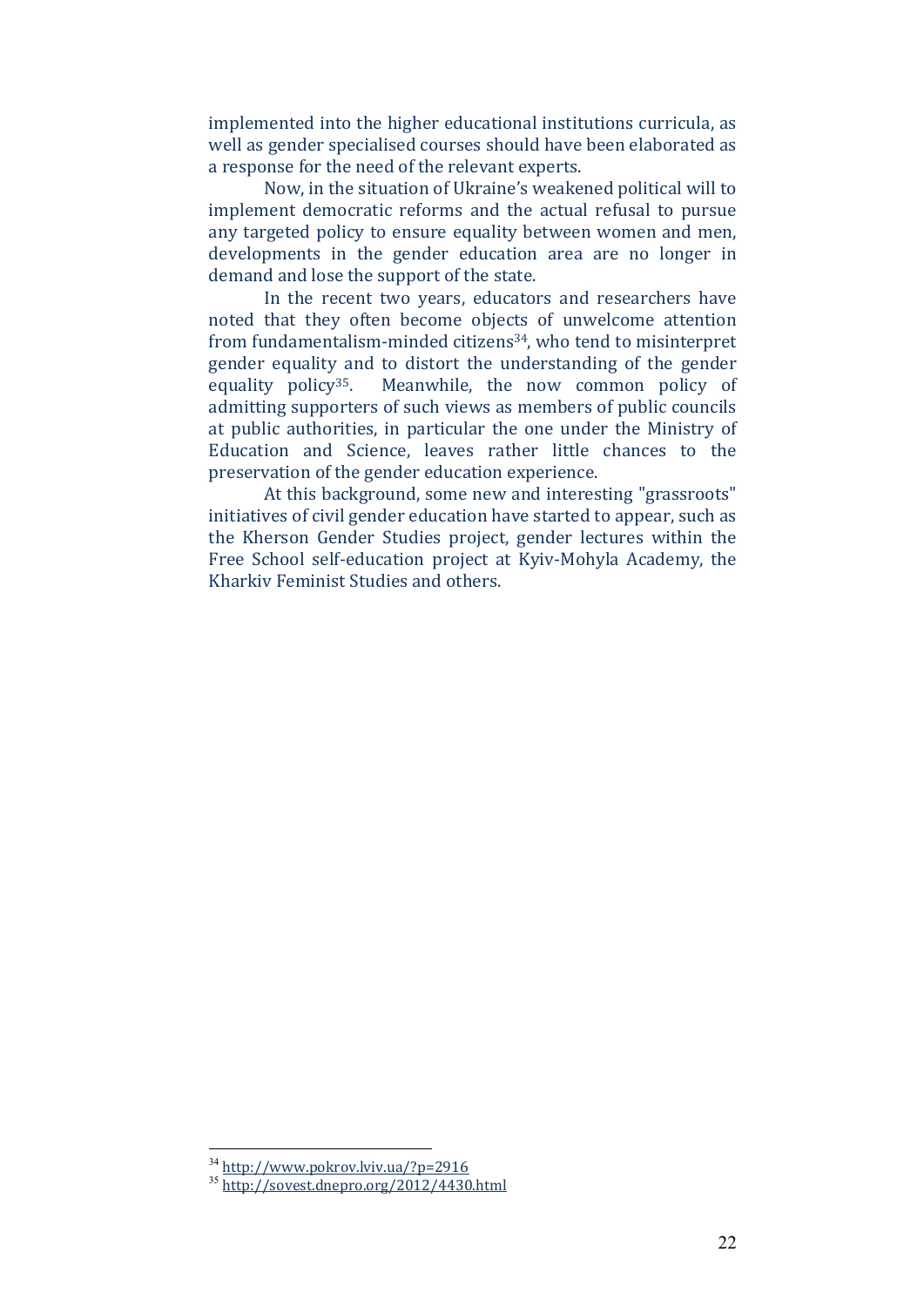implemented into the higher educational institutions curricula, as well as gender specialised courses should have been elaborated as a response for the need of the relevant experts.

Now, in the situation of Ukraine's weakened political will to implement democratic reforms and the actual refusal to pursue any targeted policy to ensure equality between women and men, developments in the gender education area are no longer in demand and lose the support of the state.

In the recent two years, educators and researchers have noted that they often become objects of unwelcome attention from fundamentalism-minded citizens[34], who tend to misinterpret gender equality and to distort the understanding of the gender equality policy[35]. Meanwhile, the now common policy of admitting supporters of such views as members of public councils at public authorities, in particular the one under the Ministry of Education and Science, leaves rather little chances to the preservation of the gender education experience.

At this background, some new and interesting "grassroots" initiatives of civil gender education have started to appear, such as the Kherson Gender Studies project, gender lectures within the Free School self-education project at Kyiv-Mohyla Academy, the Kharkiv Feminist Studies and others.

---

[34] http://www.pokrov.lviv.ua/?p=2916

[35] http://sovest.dnepro.org/2012/4430.html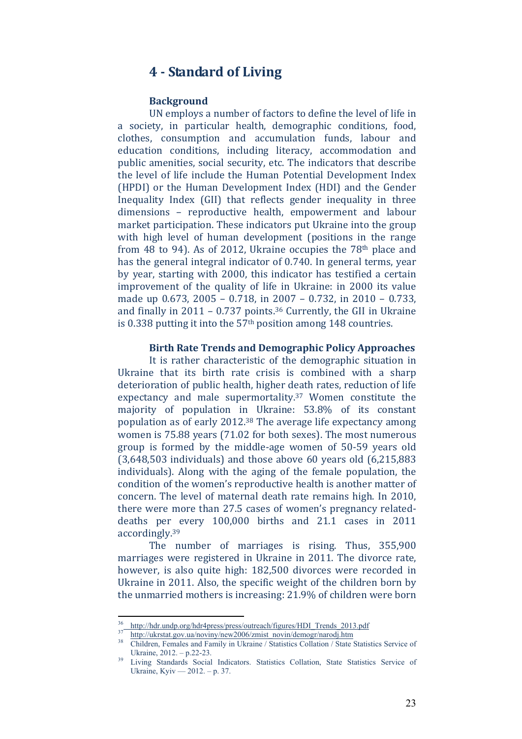## 4 - Standard of Living

### Background

UN employs a number of factors to define the level of life in a society, in particular health, demographic conditions, food, clothes, consumption and accumulation funds, labour and education conditions, including literacy, accommodation and public amenities, social security, etc. The indicators that describe the level of life include the Human Potential Development Index (HPDI) or the Human Development Index (HDI) and the Gender Inequality Index (GII) that reflects gender inequality in three dimensions – reproductive health, empowerment and labour market participation. These indicators put Ukraine into the group with high level of human development (positions in the range from 48 to 94). As of 2012, Ukraine occupies the 78th place and has the general integral indicator of 0.740. In general terms, year by year, starting with 2000, this indicator has testified a certain improvement of the quality of life in Ukraine: in 2000 its value made up 0.673, 2005 – 0.718, in 2007 – 0.732, in 2010 – 0.733, and finally in 2011 – 0.737 points.[36] Currently, the GII in Ukraine is 0.338 putting it into the 57th position among 148 countries.

### Birth Rate Trends and Demographic Policy Approaches

It is rather characteristic of the demographic situation in Ukraine that its birth rate crisis is combined with a sharp deterioration of public health, higher death rates, reduction of life expectancy and male supermortality.[37] Women constitute the majority of population in Ukraine: 53.8% of its constant population as of early 2012.[38] The average life expectancy among women is 75.88 years (71.02 for both sexes). The most numerous group is formed by the middle-age women of 50-59 years old (3,648,503 individuals) and those above 60 years old (6,215,883 individuals). Along with the aging of the female population, the condition of the women's reproductive health is another matter of concern. The level of maternal death rate remains high. In 2010, there were more than 27.5 cases of women's pregnancy related-deaths per every 100,000 births and 21.1 cases in 2011 accordingly.[39]

The number of marriages is rising. Thus, 355,900 marriages were registered in Ukraine in 2011. The divorce rate, however, is also quite high: 182,500 divorces were recorded in Ukraine in 2011. Also, the specific weight of the children born by the unmarried mothers is increasing: 21.9% of children were born

---

[36] http://hdr.undp.org/hdr4press/press/outreach/figures/HDI_Trends_2013.pdf

[37] http://ukrstat.gov.ua/noviny/new2006/zmist_novin/demogr/narodj.htm

[38] Children, Females and Family in Ukraine / Statistics Collation / State Statistics Service of Ukraine, 2012. – p.22-23.

[39] Living Standards Social Indicators. Statistics Collation, State Statistics Service of Ukraine, Kyiv — 2012. – p. 37.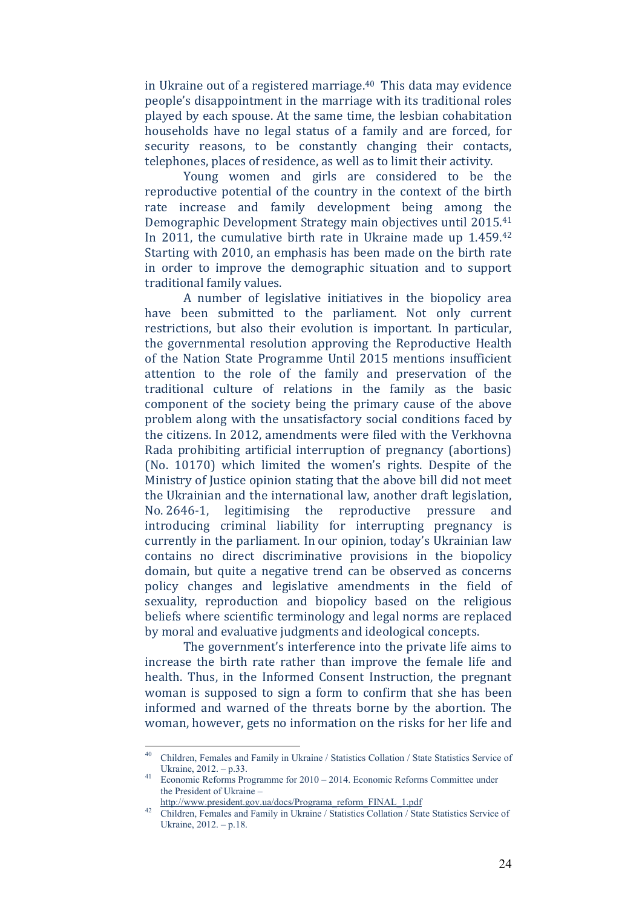in Ukraine out of a registered marriage.[40] This data may evidence people's disappointment in the marriage with its traditional roles played by each spouse. At the same time, the lesbian cohabitation households have no legal status of a family and are forced, for security reasons, to be constantly changing their contacts, telephones, places of residence, as well as to limit their activity.

Young women and girls are considered to be the reproductive potential of the country in the context of the birth rate increase and family development being among the Demographic Development Strategy main objectives until 2015.[41] In 2011, the cumulative birth rate in Ukraine made up 1.459.[42] Starting with 2010, an emphasis has been made on the birth rate in order to improve the demographic situation and to support traditional family values.

A number of legislative initiatives in the biopolicy area have been submitted to the parliament. Not only current restrictions, but also their evolution is important. In particular, the governmental resolution approving the Reproductive Health of the Nation State Programme Until 2015 mentions insufficient attention to the role of the family and preservation of the traditional culture of relations in the family as the basic component of the society being the primary cause of the above problem along with the unsatisfactory social conditions faced by the citizens. In 2012, amendments were filed with the Verkhovna Rada prohibiting artificial interruption of pregnancy (abortions) (No. 10170) which limited the women's rights. Despite of the Ministry of Justice opinion stating that the above bill did not meet the Ukrainian and the international law, another draft legislation, No. 2646-1, legitimising the reproductive pressure and introducing criminal liability for interrupting pregnancy is currently in the parliament. In our opinion, today's Ukrainian law contains no direct discriminative provisions in the biopolicy domain, but quite a negative trend can be observed as concerns policy changes and legislative amendments in the field of sexuality, reproduction and biopolicy based on the religious beliefs where scientific terminology and legal norms are replaced by moral and evaluative judgments and ideological concepts.

The government's interference into the private life aims to increase the birth rate rather than improve the female life and health. Thus, in the Informed Consent Instruction, the pregnant woman is supposed to sign a form to confirm that she has been informed and warned of the threats borne by the abortion. The woman, however, gets no information on the risks for her life and

---

[40] Children, Females and Family in Ukraine / Statistics Collation / State Statistics Service of Ukraine, 2012. – p.33.

[41] Economic Reforms Programme for 2010 – 2014. Economic Reforms Committee under the President of Ukraine – http://www.president.gov.ua/docs/Programa_reform_FINAL_1.pdf

[42] Children, Females and Family in Ukraine / Statistics Collation / State Statistics Service of Ukraine, 2012. – p.18.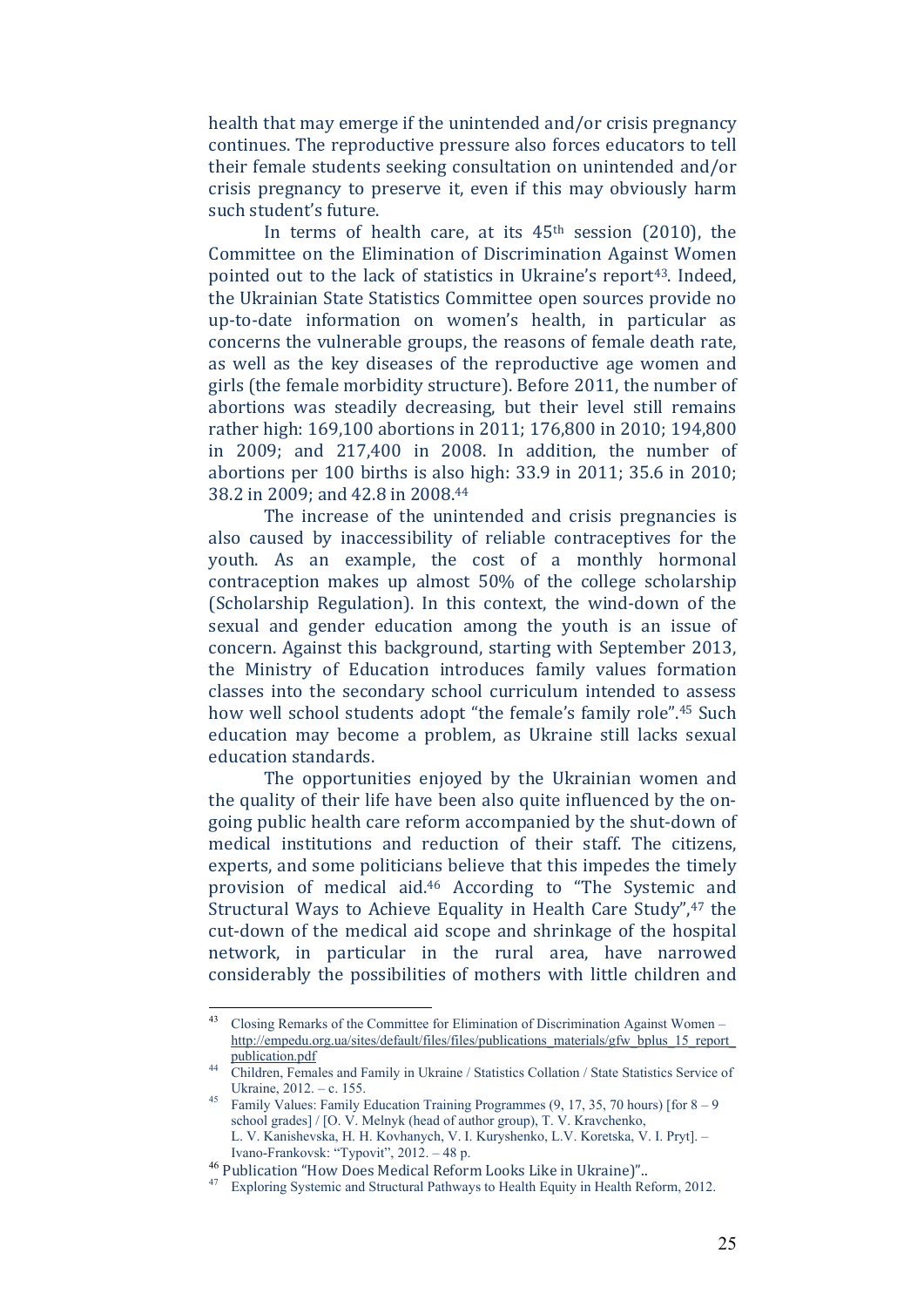health that may emerge if the unintended and/or crisis pregnancy continues. The reproductive pressure also forces educators to tell their female students seeking consultation on unintended and/or crisis pregnancy to preserve it, even if this may obviously harm such student's future.

In terms of health care, at its 45th session (2010), the Committee on the Elimination of Discrimination Against Women pointed out to the lack of statistics in Ukraine's report[43]. Indeed, the Ukrainian State Statistics Committee open sources provide no up-to-date information on women's health, in particular as concerns the vulnerable groups, the reasons of female death rate, as well as the key diseases of the reproductive age women and girls (the female morbidity structure). Before 2011, the number of abortions was steadily decreasing, but their level still remains rather high: 169,100 abortions in 2011; 176,800 in 2010; 194,800 in 2009; and 217,400 in 2008. In addition, the number of abortions per 100 births is also high: 33.9 in 2011; 35.6 in 2010; 38.2 in 2009; and 42.8 in 2008.[44]

The increase of the unintended and crisis pregnancies is also caused by inaccessibility of reliable contraceptives for the youth. As an example, the cost of a monthly hormonal contraception makes up almost 50% of the college scholarship (Scholarship Regulation). In this context, the wind-down of the sexual and gender education among the youth is an issue of concern. Against this background, starting with September 2013, the Ministry of Education introduces family values formation classes into the secondary school curriculum intended to assess how well school students adopt "the female's family role".[45] Such education may become a problem, as Ukraine still lacks sexual education standards.

The opportunities enjoyed by the Ukrainian women and the quality of their life have been also quite influenced by the on-going public health care reform accompanied by the shut-down of medical institutions and reduction of their staff. The citizens, experts, and some politicians believe that this impedes the timely provision of medical aid.[46] According to "The Systemic and Structural Ways to Achieve Equality in Health Care Study",[47] the cut-down of the medical aid scope and shrinkage of the hospital network, in particular in the rural area, have narrowed considerably the possibilities of mothers with little children and

---

[43] Closing Remarks of the Committee for Elimination of Discrimination Against Women – http://empedu.org.ua/sites/default/files/files/publications_materials/gfw_bplus_15_report_publication.pdf

[44] Children, Females and Family in Ukraine / Statistics Collation / State Statistics Service of Ukraine, 2012. – c. 155.

[45] Family Values: Family Education Training Programmes (9, 17, 35, 70 hours) [for 8 – 9 school grades] / [O. V. Melnyk (head of author group), T. V. Kravchenko, L. V. Kanishevska, H. H. Kovhanych, V. I. Kuryshenko, L.V. Koretska, V. I. Pryt]. – Ivano-Frankovsk: "Typovit", 2012. – 48 p.

[46] Publication "How Does Medical Reform Looks Like in Ukraine)"..

[47] Exploring Systemic and Structural Pathways to Health Equity in Health Reform, 2012.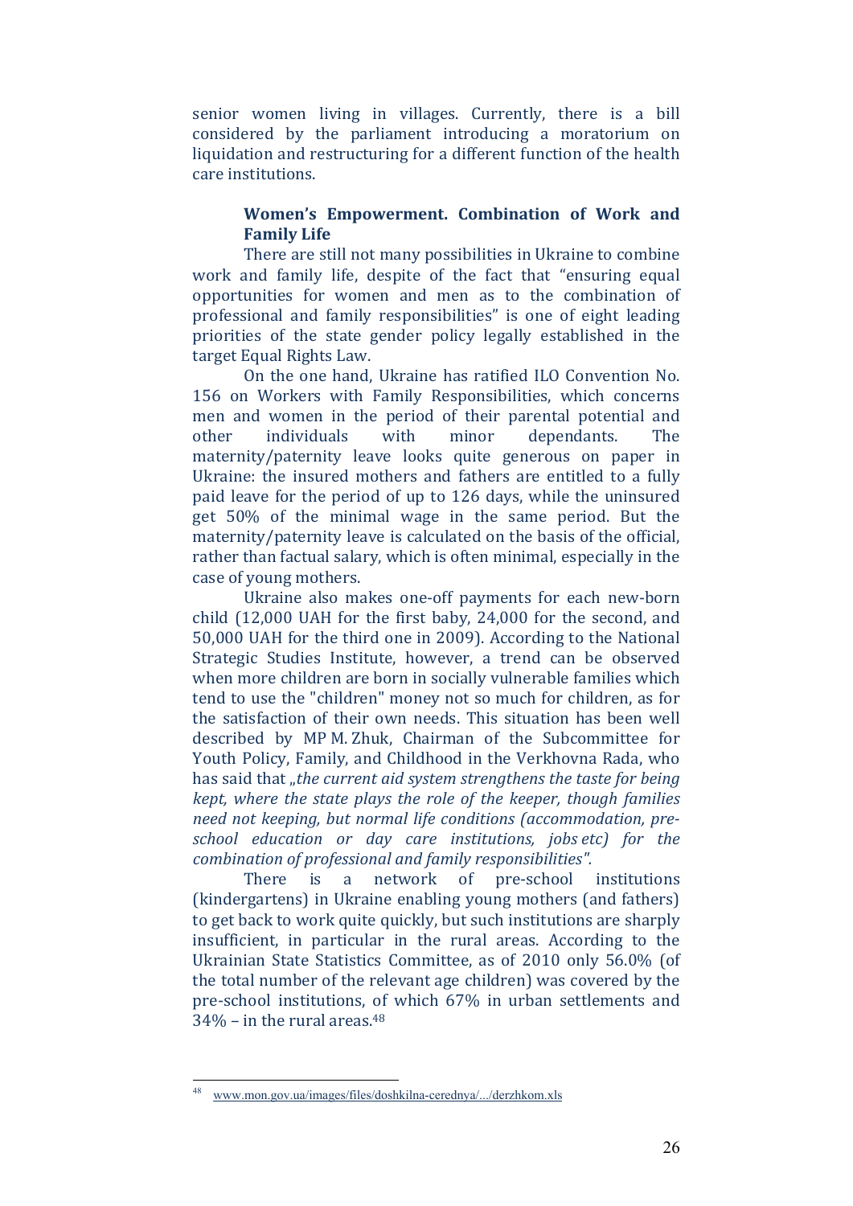senior women living in villages. Currently, there is a bill considered by the parliament introducing a moratorium on liquidation and restructuring for a different function of the health care institutions.

### Women's Empowerment. Combination of Work and Family Life

There are still not many possibilities in Ukraine to combine work and family life, despite of the fact that "ensuring equal opportunities for women and men as to the combination of professional and family responsibilities" is one of eight leading priorities of the state gender policy legally established in the target Equal Rights Law.

On the one hand, Ukraine has ratified ILO Convention No. 156 on Workers with Family Responsibilities, which concerns men and women in the period of their parental potential and other individuals with minor dependants. The maternity/paternity leave looks quite generous on paper in Ukraine: the insured mothers and fathers are entitled to a fully paid leave for the period of up to 126 days, while the uninsured get 50% of the minimal wage in the same period. But the maternity/paternity leave is calculated on the basis of the official, rather than factual salary, which is often minimal, especially in the case of young mothers.

Ukraine also makes one-off payments for each new-born child (12,000 UAH for the first baby, 24,000 for the second, and 50,000 UAH for the third one in 2009). According to the National Strategic Studies Institute, however, a trend can be observed when more children are born in socially vulnerable families which tend to use the "children" money not so much for children, as for the satisfaction of their own needs. This situation has been well described by MP M. Zhuk, Chairman of the Subcommittee for Youth Policy, Family, and Childhood in the Verkhovna Rada, who has said that „*the current aid system strengthens the taste for being kept, where the state plays the role of the keeper, though families need not keeping, but normal life conditions (accommodation, pre-school education or day care institutions, jobs etc) for the combination of professional and family responsibilities".*

There is a network of pre-school institutions (kindergartens) in Ukraine enabling young mothers (and fathers) to get back to work quite quickly, but such institutions are sharply insufficient, in particular in the rural areas. According to the Ukrainian State Statistics Committee, as of 2010 only 56.0% (of the total number of the relevant age children) was covered by the pre-school institutions, of which 67% in urban settlements and 34% – in the rural areas.[48]

---

[48] www.mon.gov.ua/images/files/doshkilna-ceredny a/.../derzhkom.xls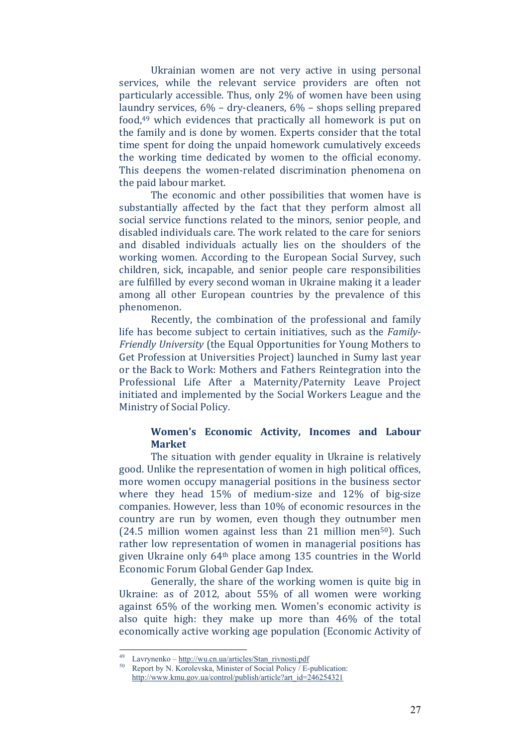Ukrainian women are not very active in using personal services, while the relevant service providers are often not particularly accessible. Thus, only 2% of women have been using laundry services, 6% – dry-cleaners, 6% – shops selling prepared food,[49] which evidences that practically all homework is put on the family and is done by women. Experts consider that the total time spent for doing the unpaid homework cumulatively exceeds the working time dedicated by women to the official economy. This deepens the women-related discrimination phenomena on the paid labour market.

The economic and other possibilities that women have is substantially affected by the fact that they perform almost all social service functions related to the minors, senior people, and disabled individuals care. The work related to the care for seniors and disabled individuals actually lies on the shoulders of the working women. According to the European Social Survey, such children, sick, incapable, and senior people care responsibilities are fulfilled by every second woman in Ukraine making it a leader among all other European countries by the prevalence of this phenomenon.

Recently, the combination of the professional and family life has become subject to certain initiatives, such as the *Family-Friendly University* (the Equal Opportunities for Young Mothers to Get Profession at Universities Project) launched in Sumy last year or the Back to Work: Mothers and Fathers Reintegration into the Professional Life After a Maternity/Paternity Leave Project initiated and implemented by the Social Workers League and the Ministry of Social Policy.

### Women's Economic Activity, Incomes and Labour Market

The situation with gender equality in Ukraine is relatively good. Unlike the representation of women in high political offices, more women occupy managerial positions in the business sector where they head 15% of medium-size and 12% of big-size companies. However, less than 10% of economic resources in the country are run by women, even though they outnumber men (24.5 million women against less than 21 million men[50]). Such rather low representation of women in managerial positions has given Ukraine only 64th place among 135 countries in the World Economic Forum Global Gender Gap Index.

Generally, the share of the working women is quite big in Ukraine: as of 2012, about 55% of all women were working against 65% of the working men. Women's economic activity is also quite high: they make up more than 46% of the total economically active working age population (Economic Activity of

---

[49] Lavrynenko – http://wu.cn.ua/articles/Stan_rivnosti.pdf

[50] Report by N. Korolevska, Minister of Social Policy / E-publication: http://www.kmu.gov.ua/control/publish/article?art_id=246254321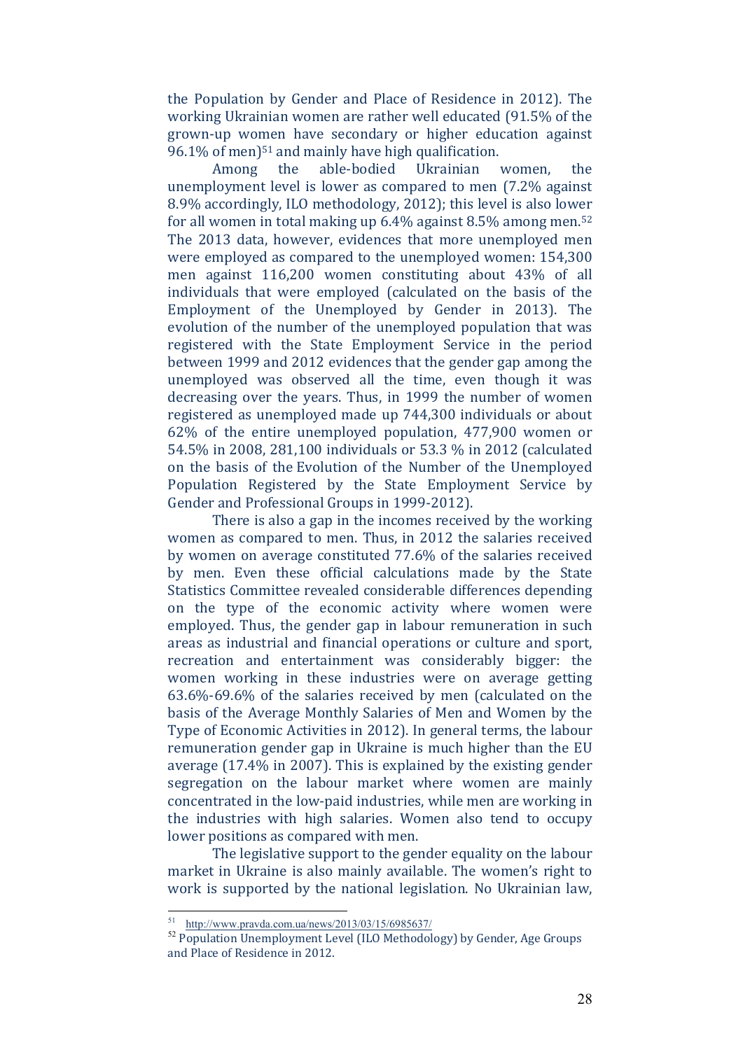the Population by Gender and Place of Residence in 2012). The working Ukrainian women are rather well educated (91.5% of the grown-up women have secondary or higher education against 96.1% of men)[51] and mainly have high qualification.

Among the able-bodied Ukrainian women, the unemployment level is lower as compared to men (7.2% against 8.9% accordingly, ILO methodology, 2012); this level is also lower for all women in total making up 6.4% against 8.5% among men.[52] The 2013 data, however, evidences that more unemployed men were employed as compared to the unemployed women: 154,300 men against 116,200 women constituting about 43% of all individuals that were employed (calculated on the basis of the Employment of the Unemployed by Gender in 2013). The evolution of the number of the unemployed population that was registered with the State Employment Service in the period between 1999 and 2012 evidences that the gender gap among the unemployed was observed all the time, even though it was decreasing over the years. Thus, in 1999 the number of women registered as unemployed made up 744,300 individuals or about 62% of the entire unemployed population, 477,900 women or 54.5% in 2008, 281,100 individuals or 53.3 % in 2012 (calculated on the basis of the Evolution of the Number of the Unemployed Population Registered by the State Employment Service by Gender and Professional Groups in 1999-2012).

There is also a gap in the incomes received by the working women as compared to men. Thus, in 2012 the salaries received by women on average constituted 77.6% of the salaries received by men. Even these official calculations made by the State Statistics Committee revealed considerable differences depending on the type of the economic activity where women were employed. Thus, the gender gap in labour remuneration in such areas as industrial and financial operations or culture and sport, recreation and entertainment was considerably bigger: the women working in these industries were on average getting 63.6%-69.6% of the salaries received by men (calculated on the basis of the Average Monthly Salaries of Men and Women by the Type of Economic Activities in 2012). In general terms, the labour remuneration gender gap in Ukraine is much higher than the EU average (17.4% in 2007). This is explained by the existing gender segregation on the labour market where women are mainly concentrated in the low-paid industries, while men are working in the industries with high salaries. Women also tend to occupy lower positions as compared with men.

The legislative support to the gender equality on the labour market in Ukraine is also mainly available. The women's right to work is supported by the national legislation. No Ukrainian law,

---

[51] http://www.pravda.com.ua/news/2013/03/15/6985637/

[52] Population Unemployment Level (ILO Methodology) by Gender, Age Groups and Place of Residence in 2012.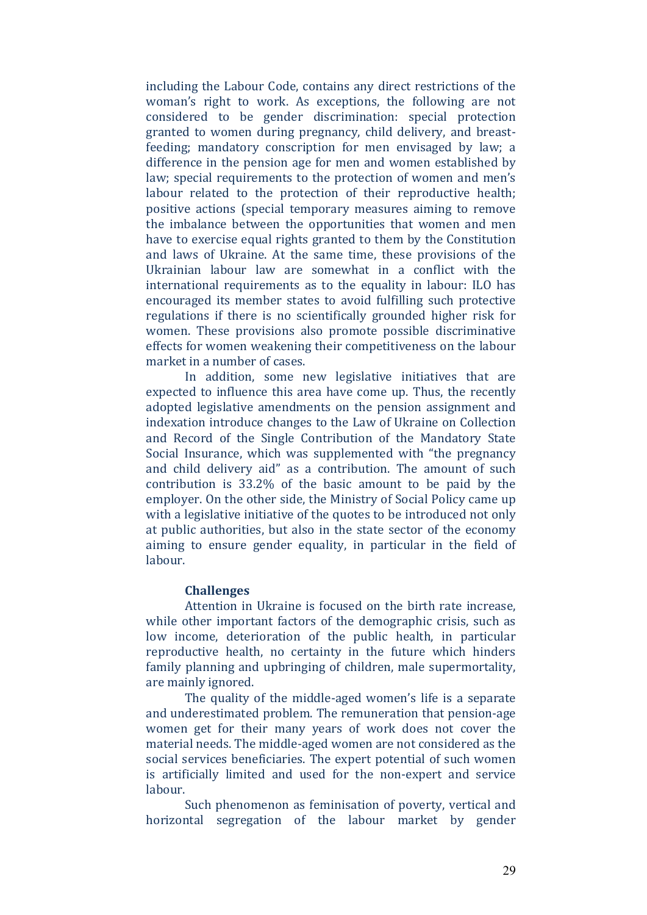including the Labour Code, contains any direct restrictions of the woman's right to work. As exceptions, the following are not considered to be gender discrimination: special protection granted to women during pregnancy, child delivery, and breast-feeding; mandatory conscription for men envisaged by law; a difference in the pension age for men and women established by law; special requirements to the protection of women and men's labour related to the protection of their reproductive health; positive actions (special temporary measures aiming to remove the imbalance between the opportunities that women and men have to exercise equal rights granted to them by the Constitution and laws of Ukraine. At the same time, these provisions of the Ukrainian labour law are somewhat in a conflict with the international requirements as to the equality in labour: ILO has encouraged its member states to avoid fulfilling such protective regulations if there is no scientifically grounded higher risk for women. These provisions also promote possible discriminative effects for women weakening their competitiveness on the labour market in a number of cases.

In addition, some new legislative initiatives that are expected to influence this area have come up. Thus, the recently adopted legislative amendments on the pension assignment and indexation introduce changes to the Law of Ukraine on Collection and Record of the Single Contribution of the Mandatory State Social Insurance, which was supplemented with "the pregnancy and child delivery aid" as a contribution. The amount of such contribution is 33.2% of the basic amount to be paid by the employer. On the other side, the Ministry of Social Policy came up with a legislative initiative of the quotes to be introduced not only at public authorities, but also in the state sector of the economy aiming to ensure gender equality, in particular in the field of labour.

**Challenges**

Attention in Ukraine is focused on the birth rate increase, while other important factors of the demographic crisis, such as low income, deterioration of the public health, in particular reproductive health, no certainty in the future which hinders family planning and upbringing of children, male supermortality, are mainly ignored.

The quality of the middle-aged women's life is a separate and underestimated problem. The remuneration that pension-age women get for their many years of work does not cover the material needs. The middle-aged women are not considered as the social services beneficiaries. The expert potential of such women is artificially limited and used for the non-expert and service labour.

Such phenomenon as feminisation of poverty, vertical and horizontal segregation of the labour market by gender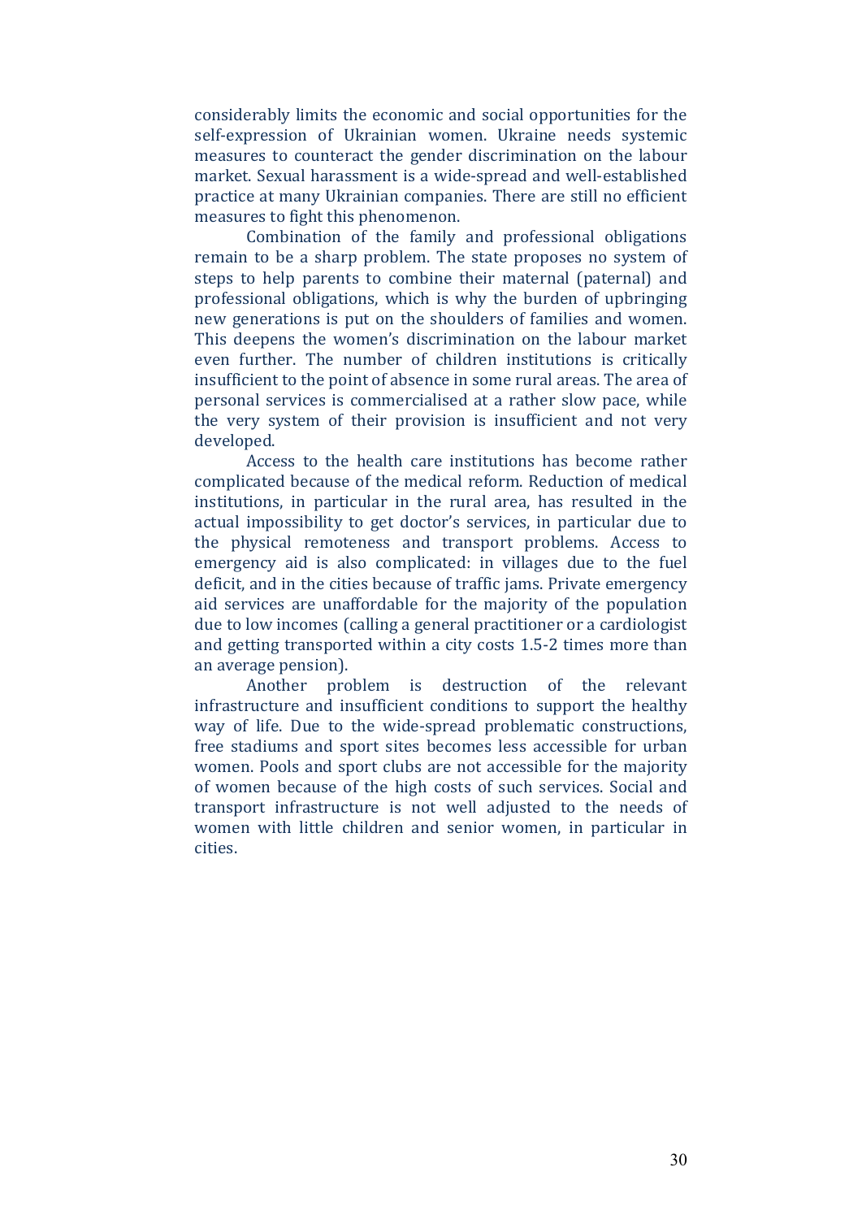considerably limits the economic and social opportunities for the self-expression of Ukrainian women. Ukraine needs systemic measures to counteract the gender discrimination on the labour market. Sexual harassment is a wide-spread and well-established practice at many Ukrainian companies. There are still no efficient measures to fight this phenomenon.

Combination of the family and professional obligations remain to be a sharp problem. The state proposes no system of steps to help parents to combine their maternal (paternal) and professional obligations, which is why the burden of upbringing new generations is put on the shoulders of families and women. This deepens the women's discrimination on the labour market even further. The number of children institutions is critically insufficient to the point of absence in some rural areas. The area of personal services is commercialised at a rather slow pace, while the very system of their provision is insufficient and not very developed.

Access to the health care institutions has become rather complicated because of the medical reform. Reduction of medical institutions, in particular in the rural area, has resulted in the actual impossibility to get doctor's services, in particular due to the physical remoteness and transport problems. Access to emergency aid is also complicated: in villages due to the fuel deficit, and in the cities because of traffic jams. Private emergency aid services are unaffordable for the majority of the population due to low incomes (calling a general practitioner or a cardiologist and getting transported within a city costs 1.5-2 times more than an average pension).

Another problem is destruction of the relevant infrastructure and insufficient conditions to support the healthy way of life. Due to the wide-spread problematic constructions, free stadiums and sport sites becomes less accessible for urban women. Pools and sport clubs are not accessible for the majority of women because of the high costs of such services. Social and transport infrastructure is not well adjusted to the needs of women with little children and senior women, in particular in cities.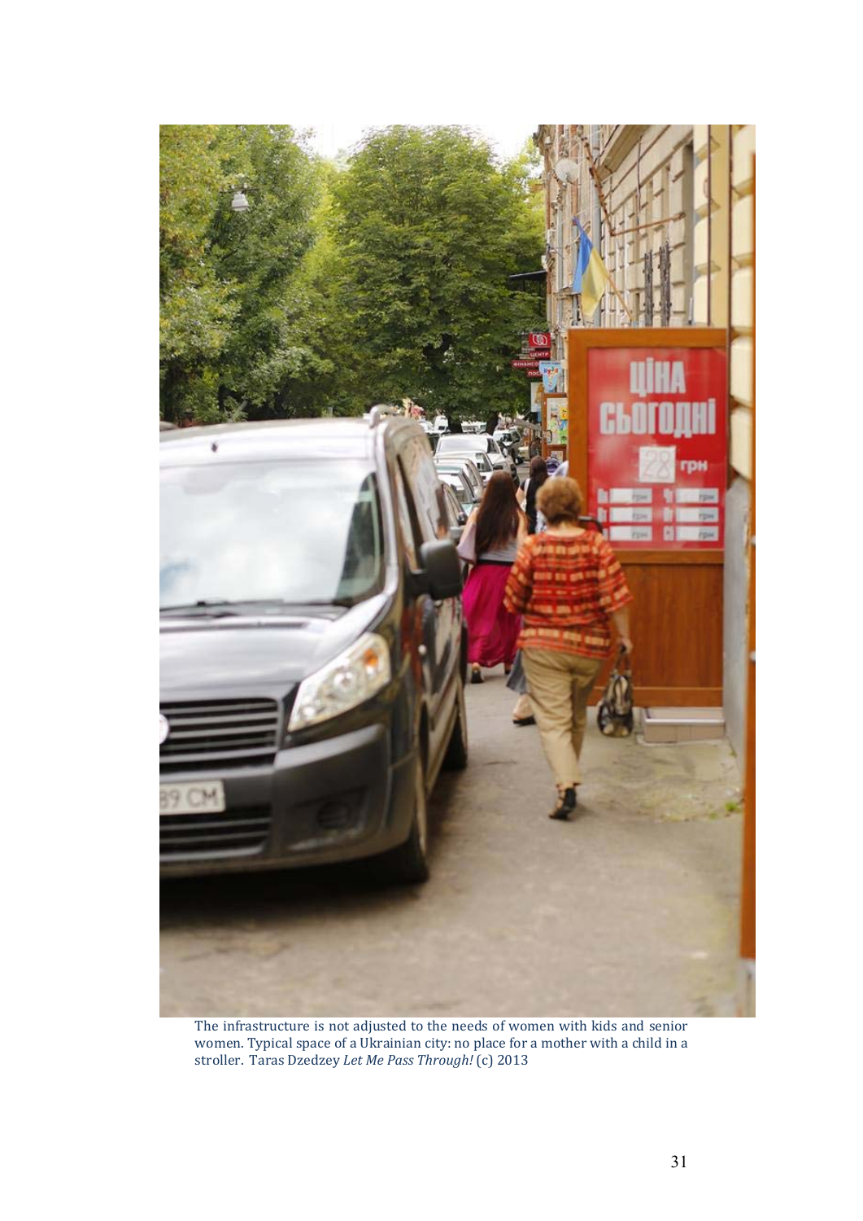The infrastructure is not adjusted to the needs of women with kids and senior women. Typical space of a Ukrainian city: no place for a mother with a child in a stroller. Taras Dzedzey *Let Me Pass Through!* (c) 2013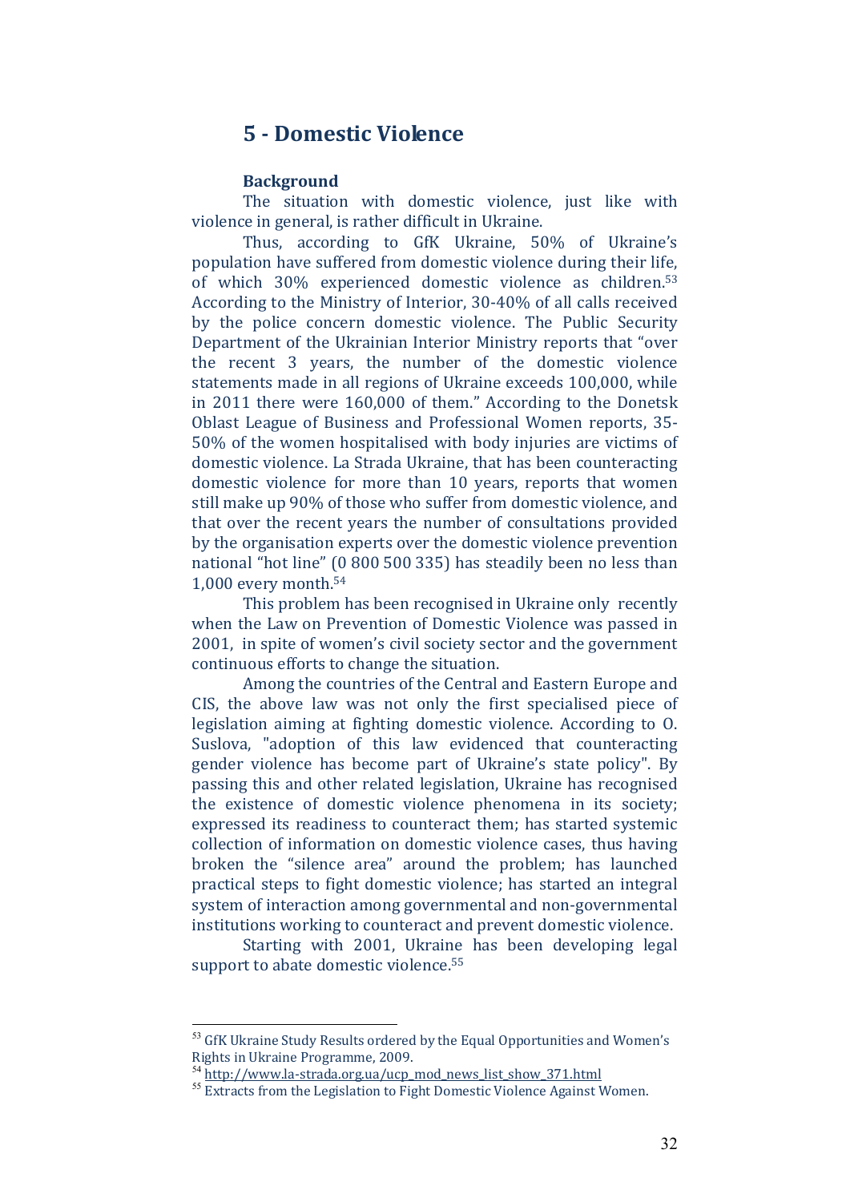## 5 - Domestic Violence

### Background

The situation with domestic violence, just like with violence in general, is rather difficult in Ukraine.

Thus, according to GfK Ukraine, 50% of Ukraine's population have suffered from domestic violence during their life, of which 30% experienced domestic violence as children.[53] According to the Ministry of Interior, 30-40% of all calls received by the police concern domestic violence. The Public Security Department of the Ukrainian Interior Ministry reports that "over the recent 3 years, the number of the domestic violence statements made in all regions of Ukraine exceeds 100,000, while in 2011 there were 160,000 of them." According to the Donetsk Oblast League of Business and Professional Women reports, 35-50% of the women hospitalised with body injuries are victims of domestic violence. La Strada Ukraine, that has been counteracting domestic violence for more than 10 years, reports that women still make up 90% of those who suffer from domestic violence, and that over the recent years the number of consultations provided by the organisation experts over the domestic violence prevention national "hot line" (0 800 500 335) has steadily been no less than 1,000 every month.[54]

This problem has been recognised in Ukraine only recently when the Law on Prevention of Domestic Violence was passed in 2001, in spite of women's civil society sector and the government continuous efforts to change the situation.

Among the countries of the Central and Eastern Europe and CIS, the above law was not only the first specialised piece of legislation aiming at fighting domestic violence. According to O. Suslova, "adoption of this law evidenced that counteracting gender violence has become part of Ukraine's state policy". By passing this and other related legislation, Ukraine has recognised the existence of domestic violence phenomena in its society; expressed its readiness to counteract them; has started systemic collection of information on domestic violence cases, thus having broken the "silence area" around the problem; has launched practical steps to fight domestic violence; has started an integral system of interaction among governmental and non-governmental institutions working to counteract and prevent domestic violence.

Starting with 2001, Ukraine has been developing legal support to abate domestic violence.[55]

---

[53] GfK Ukraine Study Results ordered by the Equal Opportunities and Women's Rights in Ukraine Programme, 2009.

[54] http://www.la-strada.org.ua/ucp_mod_news_list_show_371.html

[55] Extracts from the Legislation to Fight Domestic Violence Against Women.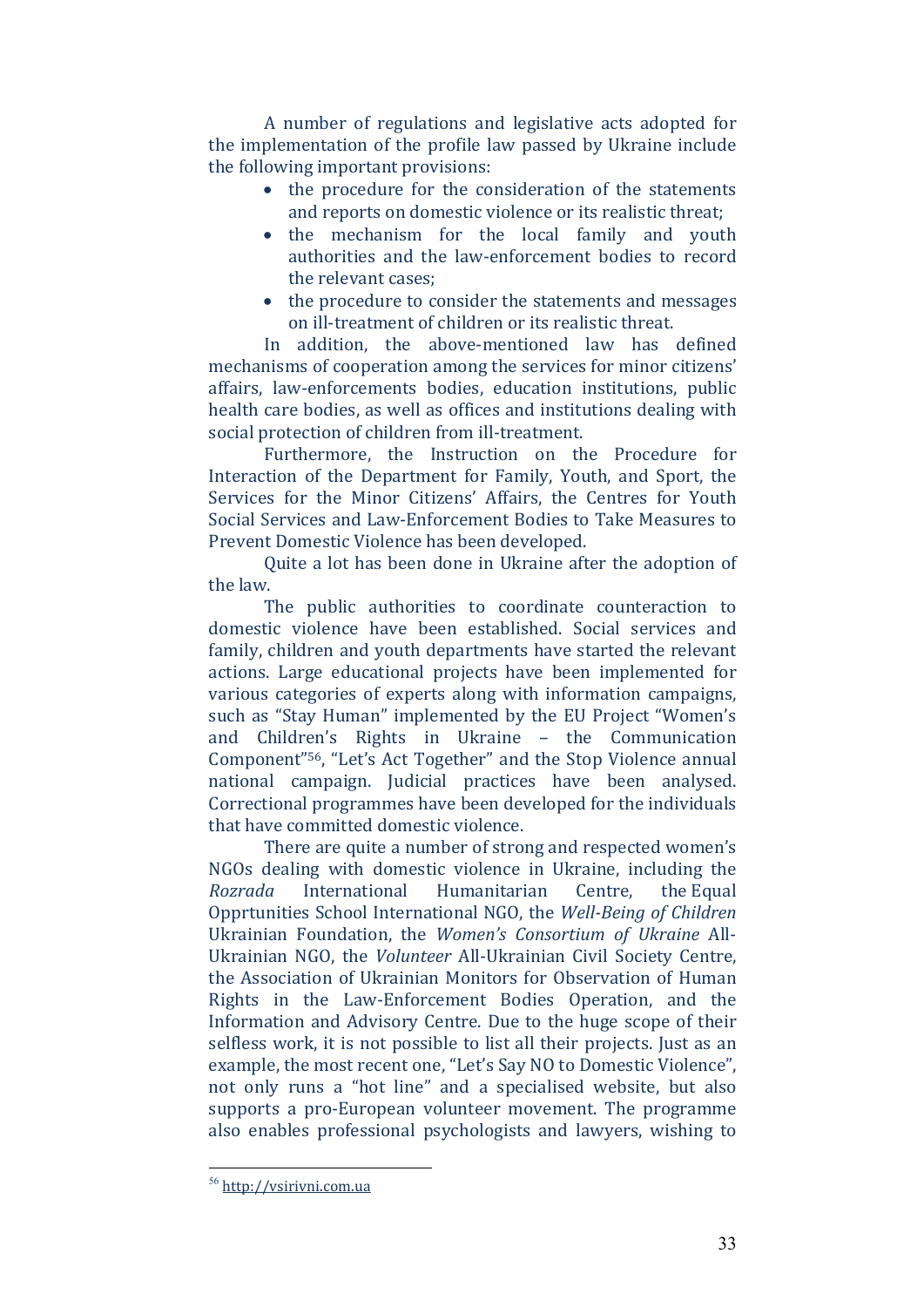A number of regulations and legislative acts adopted for the implementation of the profile law passed by Ukraine include the following important provisions:

- the procedure for the consideration of the statements and reports on domestic violence or its realistic threat;
- the mechanism for the local family and youth authorities and the law-enforcement bodies to record the relevant cases;
- the procedure to consider the statements and messages on ill-treatment of children or its realistic threat.

In addition, the above-mentioned law has defined mechanisms of cooperation among the services for minor citizens' affairs, law-enforcements bodies, education institutions, public health care bodies, as well as offices and institutions dealing with social protection of children from ill-treatment.

Furthermore, the Instruction on the Procedure for Interaction of the Department for Family, Youth, and Sport, the Services for the Minor Citizens' Affairs, the Centres for Youth Social Services and Law-Enforcement Bodies to Take Measures to Prevent Domestic Violence has been developed.

Quite a lot has been done in Ukraine after the adoption of the law.

The public authorities to coordinate counteraction to domestic violence have been established. Social services and family, children and youth departments have started the relevant actions. Large educational projects have been implemented for various categories of experts along with information campaigns, such as "Stay Human" implemented by the EU Project "Women's and Children's Rights in Ukraine – the Communication Component"[56], "Let's Act Together" and the Stop Violence annual national campaign. Judicial practices have been analysed. Correctional programmes have been developed for the individuals that have committed domestic violence.

There are quite a number of strong and respected women's NGOs dealing with domestic violence in Ukraine, including the *Rozrada* International Humanitarian Centre, the Equal Opprtunities School International NGO, the *Well-Being of Children* Ukrainian Foundation, the *Women's Consortium of Ukraine* All-Ukrainian NGO, the *Volunteer* All-Ukrainian Civil Society Centre, the Association of Ukrainian Monitors for Observation of Human Rights in the Law-Enforcement Bodies Operation, and the Information and Advisory Centre. Due to the huge scope of their selfless work, it is not possible to list all their projects. Just as an example, the most recent one, "Let's Say NO to Domestic Violence", not only runs a "hot line" and a specialised website, but also supports a pro-European volunteer movement. The programme also enables professional psychologists and lawyers, wishing to

---

[56] http://vsirivni.com.ua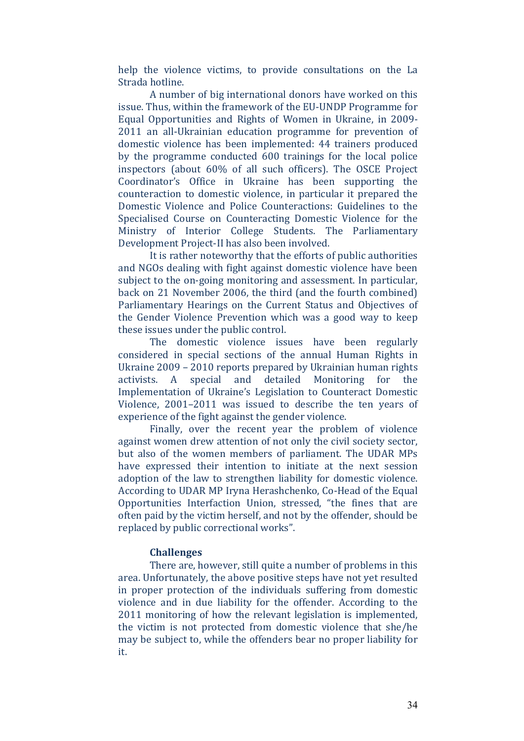help the violence victims, to provide consultations on the La Strada hotline.

A number of big international donors have worked on this issue. Thus, within the framework of the EU-UNDP Programme for Equal Opportunities and Rights of Women in Ukraine, in 2009-2011 an all-Ukrainian education programme for prevention of domestic violence has been implemented: 44 trainers produced by the programme conducted 600 trainings for the local police inspectors (about 60% of all such officers). The OSCE Project Coordinator's Office in Ukraine has been supporting the counteraction to domestic violence, in particular it prepared the Domestic Violence and Police Counteractions: Guidelines to the Specialised Course on Counteracting Domestic Violence for the Ministry of Interior College Students. The Parliamentary Development Project-II has also been involved.

It is rather noteworthy that the efforts of public authorities and NGOs dealing with fight against domestic violence have been subject to the on-going monitoring and assessment. In particular, back on 21 November 2006, the third (and the fourth combined) Parliamentary Hearings on the Current Status and Objectives of the Gender Violence Prevention which was a good way to keep these issues under the public control.

The domestic violence issues have been regularly considered in special sections of the annual Human Rights in Ukraine 2009 – 2010 reports prepared by Ukrainian human rights activists. A special and detailed Monitoring for the Implementation of Ukraine's Legislation to Counteract Domestic Violence, 2001–2011 was issued to describe the ten years of experience of the fight against the gender violence.

Finally, over the recent year the problem of violence against women drew attention of not only the civil society sector, but also of the women members of parliament. The UDAR MPs have expressed their intention to initiate at the next session adoption of the law to strengthen liability for domestic violence. According to UDAR MP Iryna Herashchenko, Co-Head of the Equal Opportunities Interfaction Union, stressed, "the fines that are often paid by the victim herself, and not by the offender, should be replaced by public correctional works".

**Challenges**

There are, however, still quite a number of problems in this area. Unfortunately, the above positive steps have not yet resulted in proper protection of the individuals suffering from domestic violence and in due liability for the offender. According to the 2011 monitoring of how the relevant legislation is implemented, the victim is not protected from domestic violence that she/he may be subject to, while the offenders bear no proper liability for it.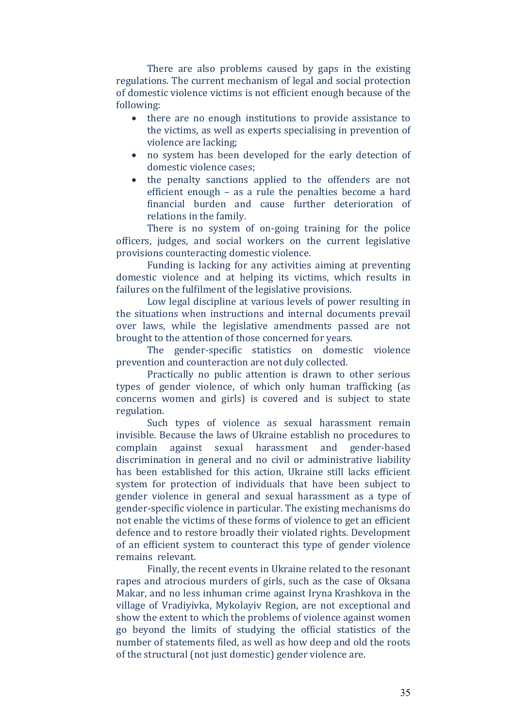There are also problems caused by gaps in the existing regulations. The current mechanism of legal and social protection of domestic violence victims is not efficient enough because of the following:

- there are no enough institutions to provide assistance to the victims, as well as experts specialising in prevention of violence are lacking;
- no system has been developed for the early detection of domestic violence cases;
- the penalty sanctions applied to the offenders are not efficient enough – as a rule the penalties become a hard financial burden and cause further deterioration of relations in the family.

There is no system of on-going training for the police officers, judges, and social workers on the current legislative provisions counteracting domestic violence.

Funding is lacking for any activities aiming at preventing domestic violence and at helping its victims, which results in failures on the fulfilment of the legislative provisions.

Low legal discipline at various levels of power resulting in the situations when instructions and internal documents prevail over laws, while the legislative amendments passed are not brought to the attention of those concerned for years.

The gender-specific statistics on domestic violence prevention and counteraction are not duly collected.

Practically no public attention is drawn to other serious types of gender violence, of which only human trafficking (as concerns women and girls) is covered and is subject to state regulation.

Such types of violence as sexual harassment remain invisible. Because the laws of Ukraine establish no procedures to complain against sexual harassment and gender-based discrimination in general and no civil or administrative liability has been established for this action, Ukraine still lacks efficient system for protection of individuals that have been subject to gender violence in general and sexual harassment as a type of gender-specific violence in particular. The existing mechanisms do not enable the victims of these forms of violence to get an efficient defence and to restore broadly their violated rights. Development of an efficient system to counteract this type of gender violence remains relevant.

Finally, the recent events in Ukraine related to the resonant rapes and atrocious murders of girls, such as the case of Oksana Makar, and no less inhuman crime against Iryna Krashkova in the village of Vradiyivka, Mykolayiv Region, are not exceptional and show the extent to which the problems of violence against women go beyond the limits of studying the official statistics of the number of statements filed, as well as how deep and old the roots of the structural (not just domestic) gender violence are.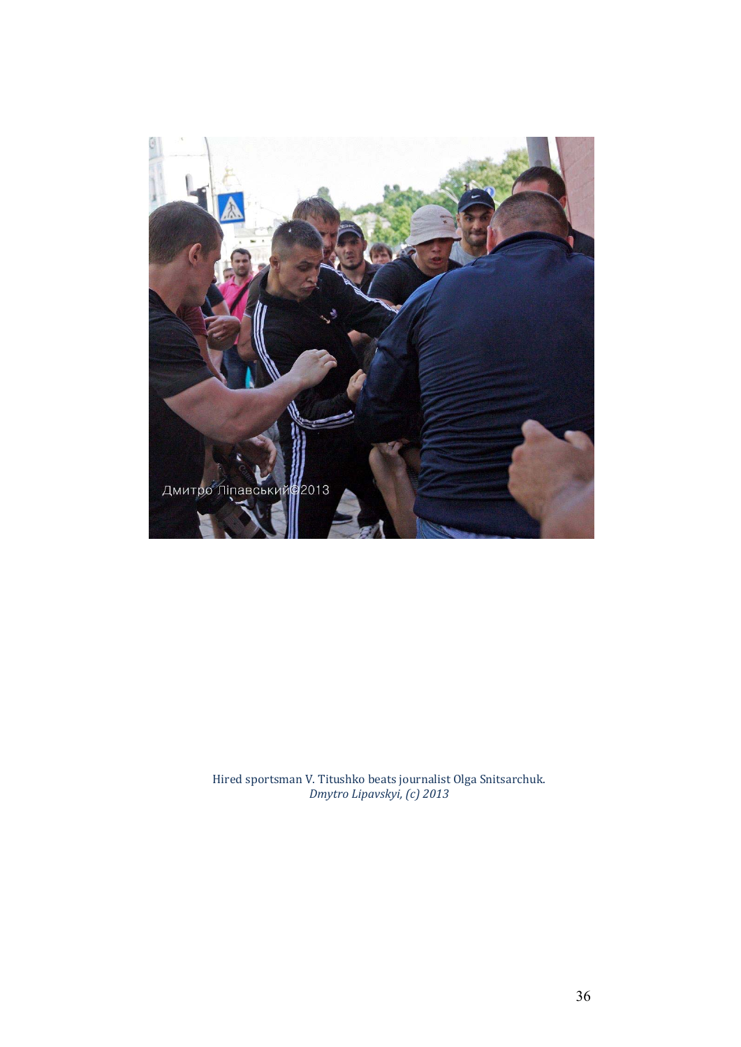Hired sportsman V. Titushko beats journalist Olga Snitsarchuk.
*Dmytro Lipavskyi, (c) 2013*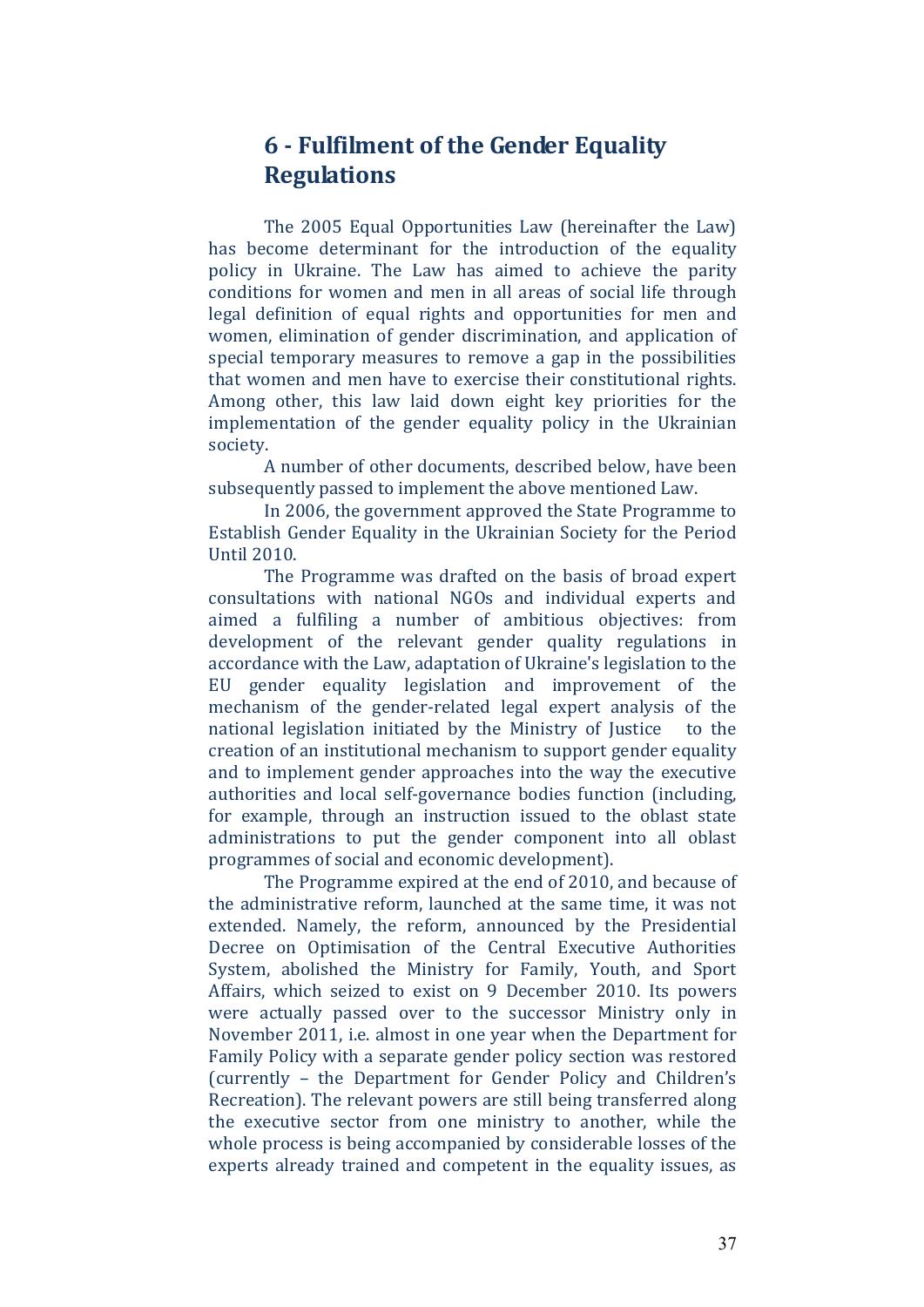# 6 - Fulfilment of the Gender Equality Regulations

The 2005 Equal Opportunities Law (hereinafter the Law) has become determinant for the introduction of the equality policy in Ukraine. The Law has aimed to achieve the parity conditions for women and men in all areas of social life through legal definition of equal rights and opportunities for men and women, elimination of gender discrimination, and application of special temporary measures to remove a gap in the possibilities that women and men have to exercise their constitutional rights. Among other, this law laid down eight key priorities for the implementation of the gender equality policy in the Ukrainian society.

A number of other documents, described below, have been subsequently passed to implement the above mentioned Law.

In 2006, the government approved the State Programme to Establish Gender Equality in the Ukrainian Society for the Period Until 2010.

The Programme was drafted on the basis of broad expert consultations with national NGOs and individual experts and aimed a fulfiling a number of ambitious objectives: from development of the relevant gender quality regulations in accordance with the Law, adaptation of Ukraine's legislation to the EU gender equality legislation and improvement of the mechanism of the gender-related legal expert analysis of the national legislation initiated by the Ministry of Justice to the creation of an institutional mechanism to support gender equality and to implement gender approaches into the way the executive authorities and local self-governance bodies function (including, for example, through an instruction issued to the oblast state administrations to put the gender component into all oblast programmes of social and economic development).

The Programme expired at the end of 2010, and because of the administrative reform, launched at the same time, it was not extended. Namely, the reform, announced by the Presidential Decree on Optimisation of the Central Executive Authorities System, abolished the Ministry for Family, Youth, and Sport Affairs, which seized to exist on 9 December 2010. Its powers were actually passed over to the successor Ministry only in November 2011, i.e. almost in one year when the Department for Family Policy with a separate gender policy section was restored (currently – the Department for Gender Policy and Children's Recreation). The relevant powers are still being transferred along the executive sector from one ministry to another, while the whole process is being accompanied by considerable losses of the experts already trained and competent in the equality issues, as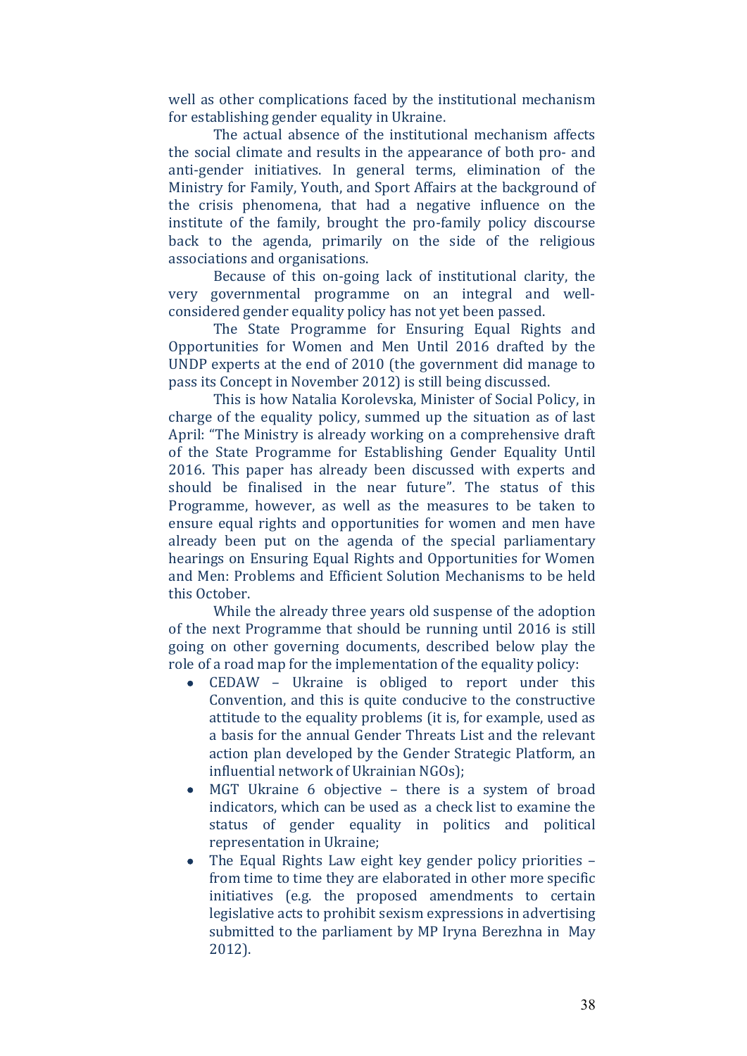well as other complications faced by the institutional mechanism for establishing gender equality in Ukraine.

The actual absence of the institutional mechanism affects the social climate and results in the appearance of both pro- and anti-gender initiatives. In general terms, elimination of the Ministry for Family, Youth, and Sport Affairs at the background of the crisis phenomena, that had a negative influence on the institute of the family, brought the pro-family policy discourse back to the agenda, primarily on the side of the religious associations and organisations.

Because of this on-going lack of institutional clarity, the very governmental programme on an integral and well-considered gender equality policy has not yet been passed.

The State Programme for Ensuring Equal Rights and Opportunities for Women and Men Until 2016 drafted by the UNDP experts at the end of 2010 (the government did manage to pass its Concept in November 2012) is still being discussed.

This is how Natalia Korolevska, Minister of Social Policy, in charge of the equality policy, summed up the situation as of last April: "The Ministry is already working on a comprehensive draft of the State Programme for Establishing Gender Equality Until 2016. This paper has already been discussed with experts and should be finalised in the near future". The status of this Programme, however, as well as the measures to be taken to ensure equal rights and opportunities for women and men have already been put on the agenda of the special parliamentary hearings on Ensuring Equal Rights and Opportunities for Women and Men: Problems and Efficient Solution Mechanisms to be held this October.

While the already three years old suspense of the adoption of the next Programme that should be running until 2016 is still going on other governing documents, described below play the role of a road map for the implementation of the equality policy:

- CEDAW – Ukraine is obliged to report under this Convention, and this is quite conducive to the constructive attitude to the equality problems (it is, for example, used as a basis for the annual Gender Threats List and the relevant action plan developed by the Gender Strategic Platform, an influential network of Ukrainian NGOs);
- MGT Ukraine 6 objective – there is a system of broad indicators, which can be used as a check list to examine the status of gender equality in politics and political representation in Ukraine;
- The Equal Rights Law eight key gender policy priorities – from time to time they are elaborated in other more specific initiatives (e.g. the proposed amendments to certain legislative acts to prohibit sexism expressions in advertising submitted to the parliament by MP Iryna Berezhna in May 2012).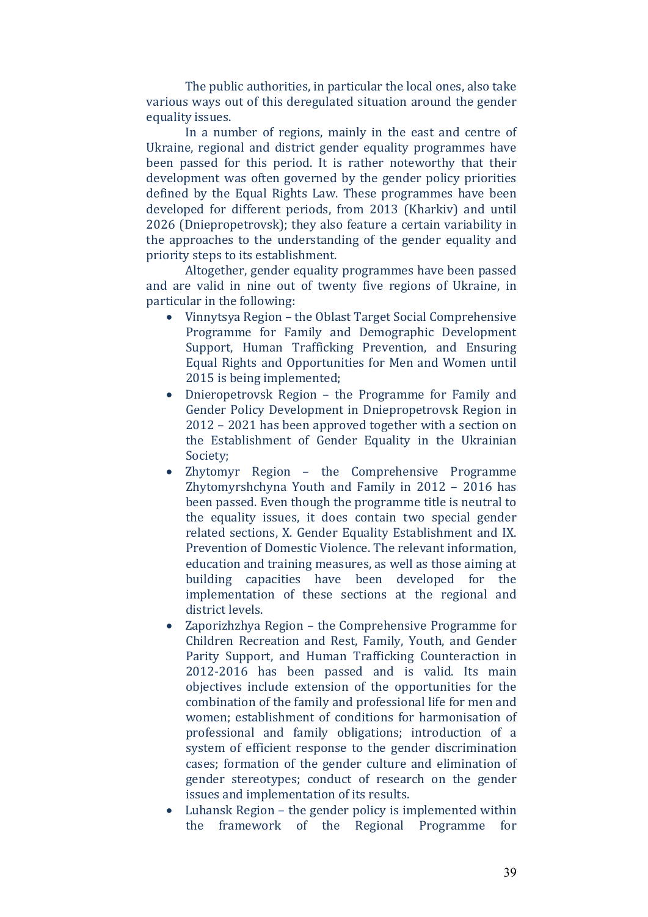The public authorities, in particular the local ones, also take various ways out of this deregulated situation around the gender equality issues.

In a number of regions, mainly in the east and centre of Ukraine, regional and district gender equality programmes have been passed for this period. It is rather noteworthy that their development was often governed by the gender policy priorities defined by the Equal Rights Law. These programmes have been developed for different periods, from 2013 (Kharkiv) and until 2026 (Dniepropetrovsk); they also feature a certain variability in the approaches to the understanding of the gender equality and priority steps to its establishment.

Altogether, gender equality programmes have been passed and are valid in nine out of twenty five regions of Ukraine, in particular in the following:

- Vinnytsya Region – the Oblast Target Social Comprehensive Programme for Family and Demographic Development Support, Human Trafficking Prevention, and Ensuring Equal Rights and Opportunities for Men and Women until 2015 is being implemented;
- Dnieropetrovsk Region – the Programme for Family and Gender Policy Development in Dniepropetrovsk Region in 2012 – 2021 has been approved together with a section on the Establishment of Gender Equality in the Ukrainian Society;
- Zhytomyr Region – the Comprehensive Programme Zhytomyrshchyna Youth and Family in 2012 – 2016 has been passed. Even though the programme title is neutral to the equality issues, it does contain two special gender related sections, X. Gender Equality Establishment and IX. Prevention of Domestic Violence. The relevant information, education and training measures, as well as those aiming at building capacities have been developed for the implementation of these sections at the regional and district levels.
- Zaporizhzhya Region – the Comprehensive Programme for Children Recreation and Rest, Family, Youth, and Gender Parity Support, and Human Trafficking Counteraction in 2012-2016 has been passed and is valid. Its main objectives include extension of the opportunities for the combination of the family and professional life for men and women; establishment of conditions for harmonisation of professional and family obligations; introduction of a system of efficient response to the gender discrimination cases; formation of the gender culture and elimination of gender stereotypes; conduct of research on the gender issues and implementation of its results.
- Luhansk Region – the gender policy is implemented within the framework of the Regional Programme for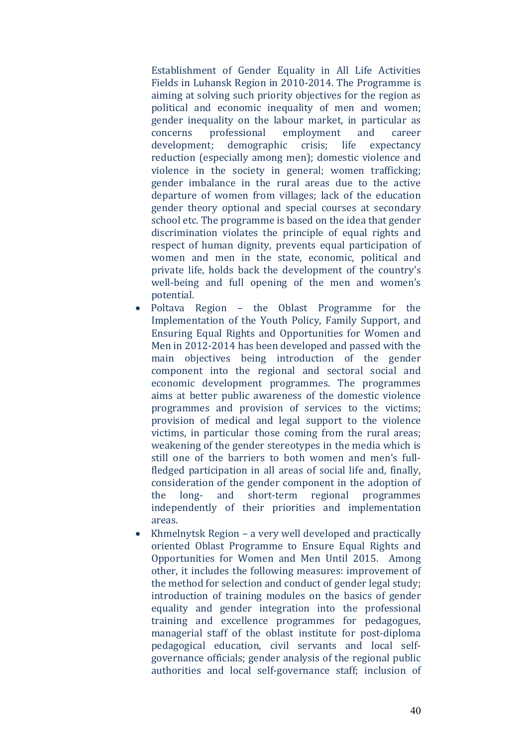Establishment of Gender Equality in All Life Activities Fields in Luhansk Region in 2010-2014. The Programme is aiming at solving such priority objectives for the region as political and economic inequality of men and women; gender inequality on the labour market, in particular as concerns professional employment and career development; demographic crisis; life expectancy reduction (especially among men); domestic violence and violence in the society in general; women trafficking; gender imbalance in the rural areas due to the active departure of women from villages; lack of the education gender theory optional and special courses at secondary school etc. The programme is based on the idea that gender discrimination violates the principle of equal rights and respect of human dignity, prevents equal participation of women and men in the state, economic, political and private life, holds back the development of the country's well-being and full opening of the men and women's potential.

- Poltava Region – the Oblast Programme for the Implementation of the Youth Policy, Family Support, and Ensuring Equal Rights and Opportunities for Women and Men in 2012-2014 has been developed and passed with the main objectives being introduction of the gender component into the regional and sectoral social and economic development programmes. The programmes aims at better public awareness of the domestic violence programmes and provision of services to the victims; provision of medical and legal support to the violence victims, in particular those coming from the rural areas; weakening of the gender stereotypes in the media which is still one of the barriers to both women and men's full-fledged participation in all areas of social life and, finally, consideration of the gender component in the adoption of the long- and short-term regional programmes independently of their priorities and implementation areas.
- Khmelnytsk Region – a very well developed and practically oriented Oblast Programme to Ensure Equal Rights and Opportunities for Women and Men Until 2015. Among other, it includes the following measures: improvement of the method for selection and conduct of gender legal study; introduction of training modules on the basics of gender equality and gender integration into the professional training and excellence programmes for pedagogues, managerial staff of the oblast institute for post-diploma pedagogical education, civil servants and local self-governance officials; gender analysis of the regional public authorities and local self-governance staff; inclusion of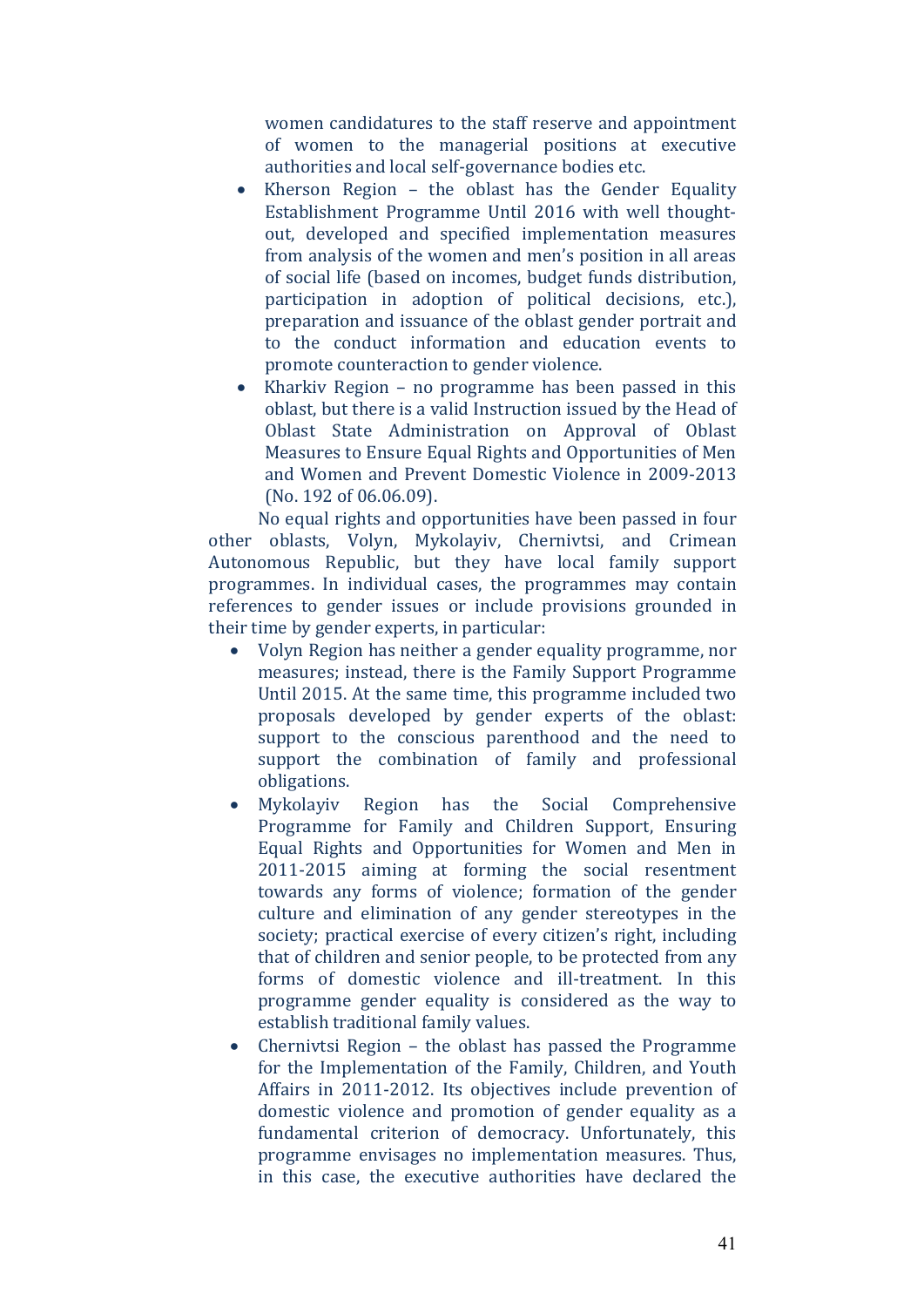women candidatures to the staff reserve and appointment of women to the managerial positions at executive authorities and local self-governance bodies etc.

- Kherson Region – the oblast has the Gender Equality Establishment Programme Until 2016 with well thought-out, developed and specified implementation measures from analysis of the women and men's position in all areas of social life (based on incomes, budget funds distribution, participation in adoption of political decisions, etc.), preparation and issuance of the oblast gender portrait and to the conduct information and education events to promote counteraction to gender violence.
- Kharkiv Region – no programme has been passed in this oblast, but there is a valid Instruction issued by the Head of Oblast State Administration on Approval of Oblast Measures to Ensure Equal Rights and Opportunities of Men and Women and Prevent Domestic Violence in 2009-2013 (No. 192 of 06.06.09).

No equal rights and opportunities have been passed in four other oblasts, Volyn, Mykolayiv, Chernivtsi, and Crimean Autonomous Republic, but they have local family support programmes. In individual cases, the programmes may contain references to gender issues or include provisions grounded in their time by gender experts, in particular:

- Volyn Region has neither a gender equality programme, nor measures; instead, there is the Family Support Programme Until 2015. At the same time, this programme included two proposals developed by gender experts of the oblast: support to the conscious parenthood and the need to support the combination of family and professional obligations.
- Mykolayiv Region has the Social Comprehensive Programme for Family and Children Support, Ensuring Equal Rights and Opportunities for Women and Men in 2011-2015 aiming at forming the social resentment towards any forms of violence; formation of the gender culture and elimination of any gender stereotypes in the society; practical exercise of every citizen's right, including that of children and senior people, to be protected from any forms of domestic violence and ill-treatment. In this programme gender equality is considered as the way to establish traditional family values.
- Chernivtsi Region – the oblast has passed the Programme for the Implementation of the Family, Children, and Youth Affairs in 2011-2012. Its objectives include prevention of domestic violence and promotion of gender equality as a fundamental criterion of democracy. Unfortunately, this programme envisages no implementation measures. Thus, in this case, the executive authorities have declared the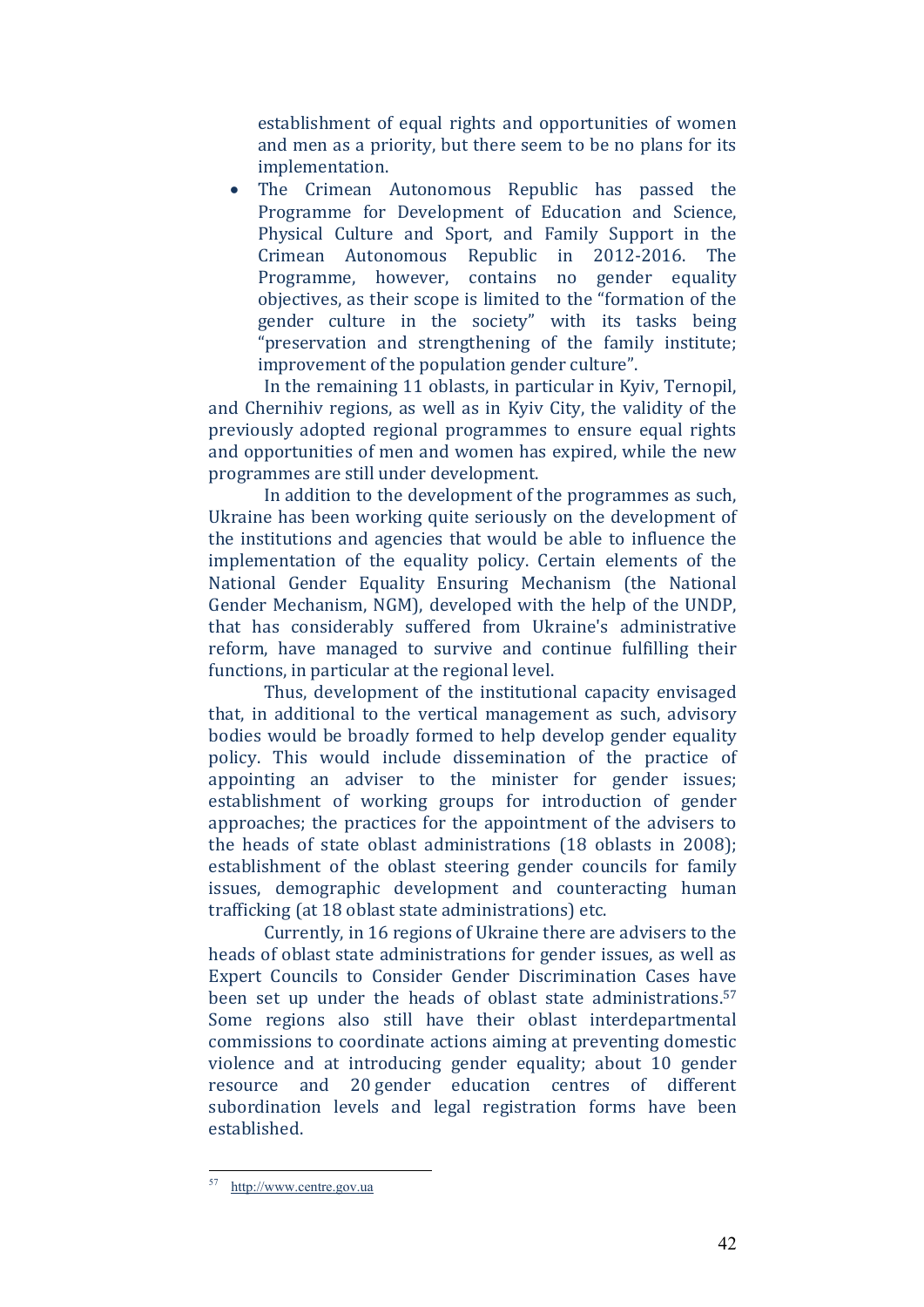establishment of equal rights and opportunities of women and men as a priority, but there seem to be no plans for its implementation.

- The Crimean Autonomous Republic has passed the Programme for Development of Education and Science, Physical Culture and Sport, and Family Support in the Crimean Autonomous Republic in 2012-2016. The Programme, however, contains no gender equality objectives, as their scope is limited to the "formation of the gender culture in the society" with its tasks being "preservation and strengthening of the family institute; improvement of the population gender culture".

In the remaining 11 oblasts, in particular in Kyiv, Ternopil, and Chernihiv regions, as well as in Kyiv City, the validity of the previously adopted regional programmes to ensure equal rights and opportunities of men and women has expired, while the new programmes are still under development.

In addition to the development of the programmes as such, Ukraine has been working quite seriously on the development of the institutions and agencies that would be able to influence the implementation of the equality policy. Certain elements of the National Gender Equality Ensuring Mechanism (the National Gender Mechanism, NGM), developed with the help of the UNDP, that has considerably suffered from Ukraine's administrative reform, have managed to survive and continue fulfilling their functions, in particular at the regional level.

Thus, development of the institutional capacity envisaged that, in additional to the vertical management as such, advisory bodies would be broadly formed to help develop gender equality policy. This would include dissemination of the practice of appointing an adviser to the minister for gender issues; establishment of working groups for introduction of gender approaches; the practices for the appointment of the advisers to the heads of state oblast administrations (18 oblasts in 2008); establishment of the oblast steering gender councils for family issues, demographic development and counteracting human trafficking (at 18 oblast state administrations) etc.

Currently, in 16 regions of Ukraine there are advisers to the heads of oblast state administrations for gender issues, as well as Expert Councils to Consider Gender Discrimination Cases have been set up under the heads of oblast state administrations.[57] Some regions also still have their oblast interdepartmental commissions to coordinate actions aiming at preventing domestic violence and at introducing gender equality; about 10 gender resource and 20 gender education centres of different subordination levels and legal registration forms have been established.

---

[57] http://www.centre.gov.ua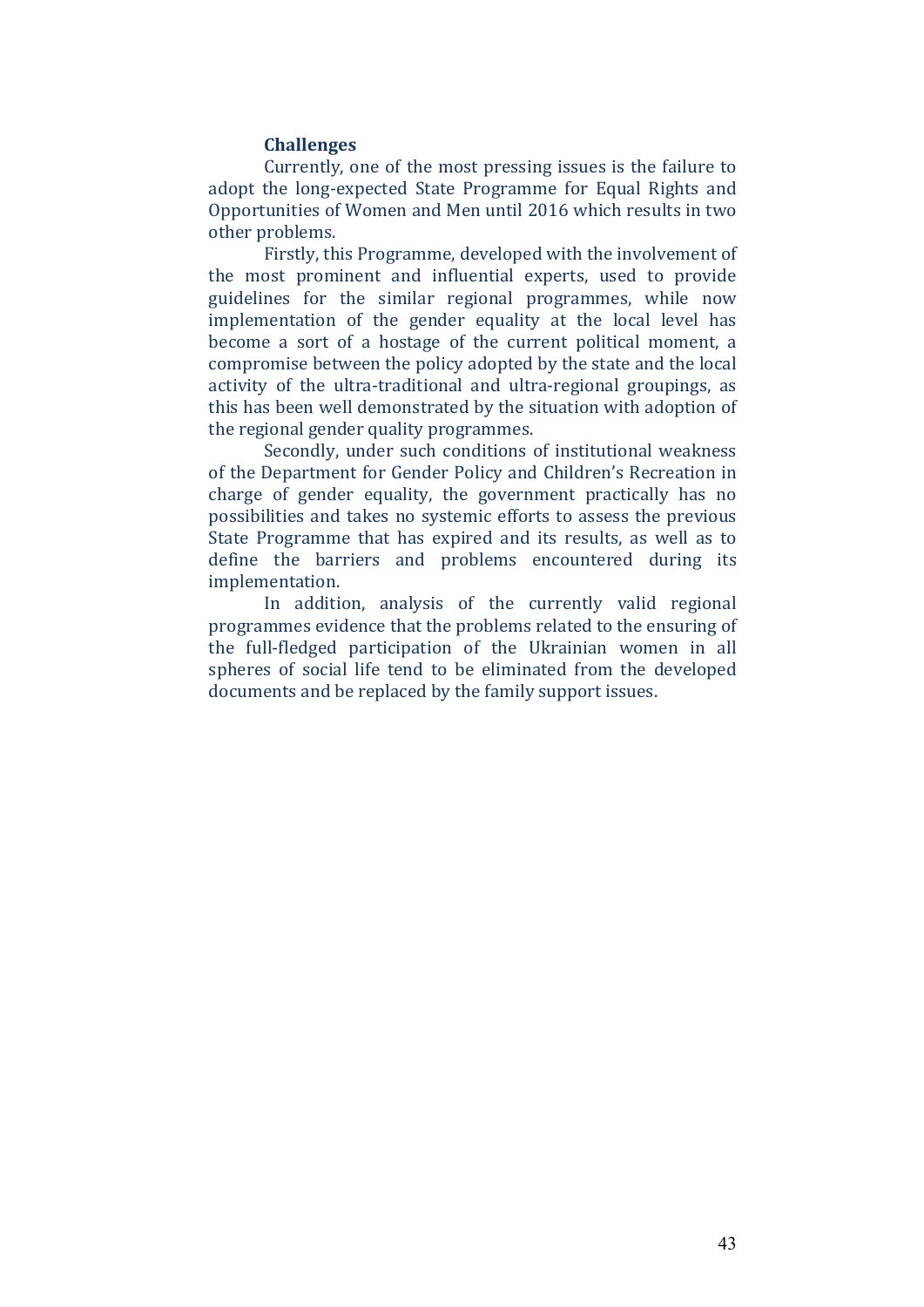**Challenges**

Currently, one of the most pressing issues is the failure to adopt the long-expected State Programme for Equal Rights and Opportunities of Women and Men until 2016 which results in two other problems.

Firstly, this Programme, developed with the involvement of the most prominent and influential experts, used to provide guidelines for the similar regional programmes, while now implementation of the gender equality at the local level has become a sort of a hostage of the current political moment, a compromise between the policy adopted by the state and the local activity of the ultra-traditional and ultra-regional groupings, as this has been well demonstrated by the situation with adoption of the regional gender quality programmes.

Secondly, under such conditions of institutional weakness of the Department for Gender Policy and Children's Recreation in charge of gender equality, the government practically has no possibilities and takes no systemic efforts to assess the previous State Programme that has expired and its results, as well as to define the barriers and problems encountered during its implementation.

In addition, analysis of the currently valid regional programmes evidence that the problems related to the ensuring of the full-fledged participation of the Ukrainian women in all spheres of social life tend to be eliminated from the developed documents and be replaced by the family support issues.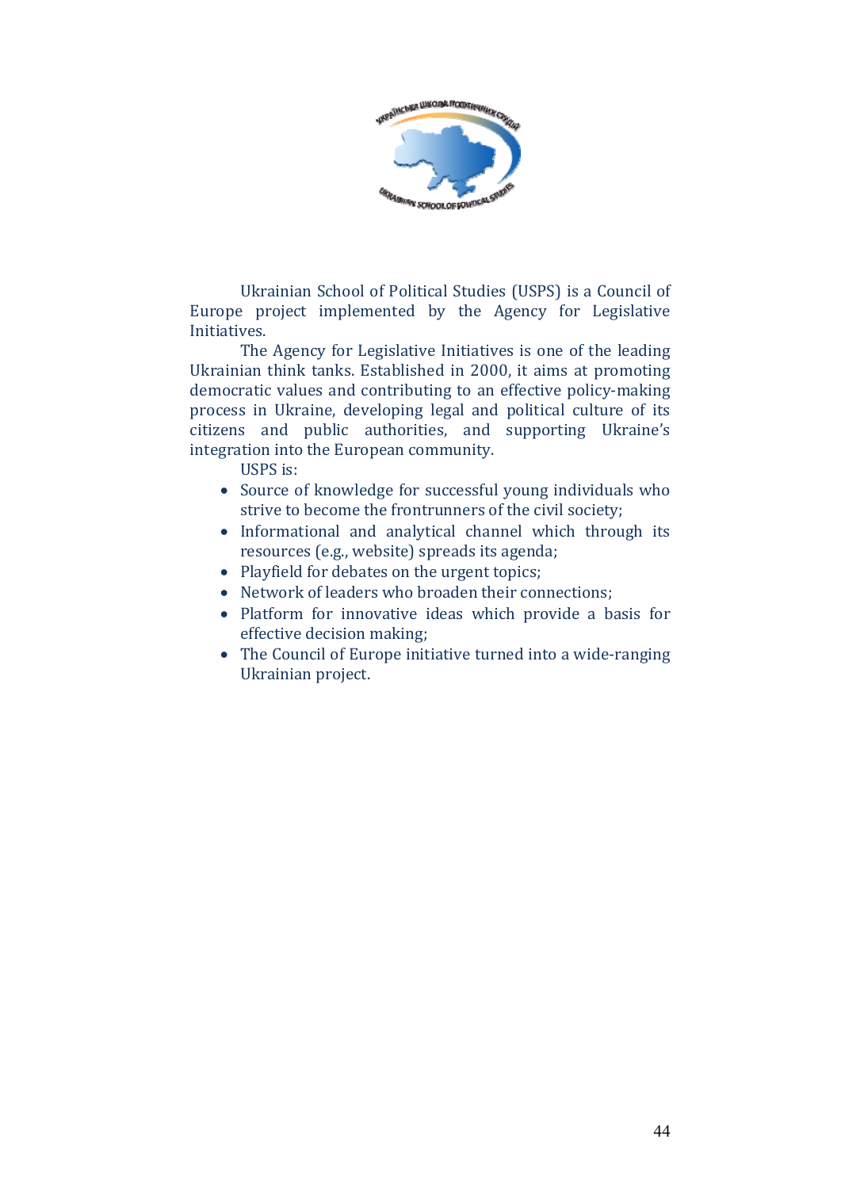Ukrainian School of Political Studies (USPS) is a Council of Europe project implemented by the Agency for Legislative Initiatives.

The Agency for Legislative Initiatives is one of the leading Ukrainian think tanks. Established in 2000, it aims at promoting democratic values and contributing to an effective policy-making process in Ukraine, developing legal and political culture of its citizens and public authorities, and supporting Ukraine's integration into the European community.

USPS is:

- Source of knowledge for successful young individuals who strive to become the frontrunners of the civil society;
- Informational and analytical channel which through its resources (e.g., website) spreads its agenda;
- Playfield for debates on the urgent topics;
- Network of leaders who broaden their connections;
- Platform for innovative ideas which provide a basis for effective decision making;
- The Council of Europe initiative turned into a wide-ranging Ukrainian project.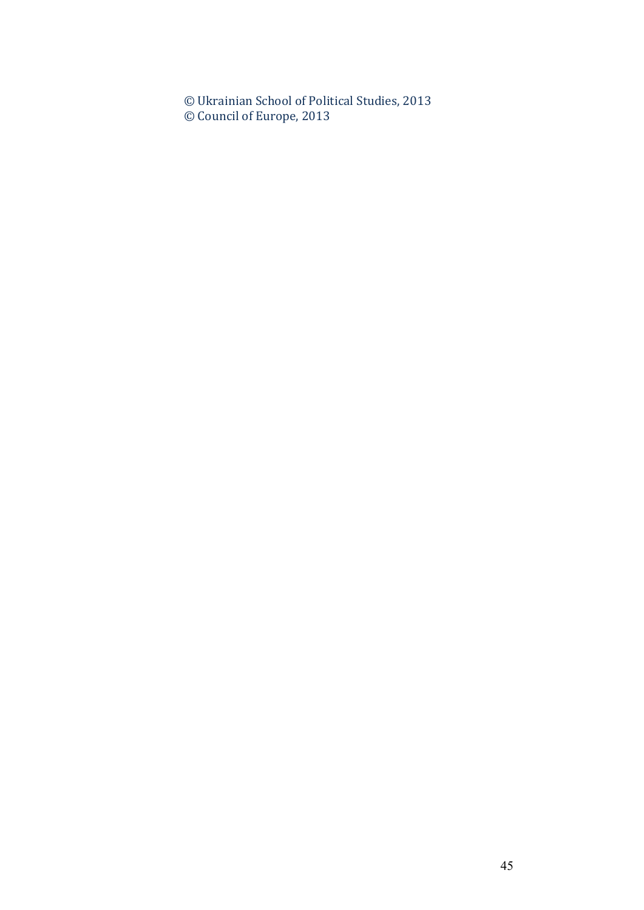© Ukrainian School of Political Studies, 2013
© Council of Europe, 2013